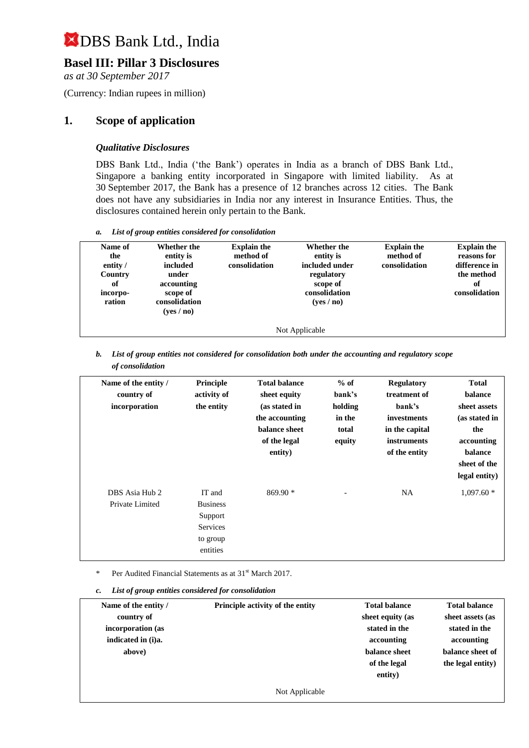# DBS Bank Ltd., India

## Basel III: Pillar 3 Disclosures

*as at 30 September 2017*

(Currency: Indian rupees in million)

## 1. Scope of application

### *Qualitative Disclosures*

DBS Bank Ltd., India ('the Bank') operates in India as a branch of DBS Bank Ltd., Singapore a banking entity incorporated in Singapore with limited liability. As at 30 September 2017, the Bank has a presence of 12 branches across 12 cities. The Bank does not have any subsidiaries in India nor any interest in Insurance Entities. Thus, the disclosures contained herein only pertain to the Bank.

***a. List of group entities considered for consolidation***

| Name of the entity / Country of incorporation | Whether the entity is included under accounting scope of consolidation (yes / no) | Explain the method of consolidation | Whether the entity is included under regulatory scope of consolidation (yes / no) | Explain the method of consolidation | Explain the reasons for difference in the method of consolidation |
|---|---|---|---|---|---|
| Not Applicable | | | | | |

***b. List of group entities not considered for consolidation both under the accounting and regulatory scope of consolidation***

| Name of the entity / country of incorporation | Principle activity of the entity | Total balance sheet equity (as stated in the accounting balance sheet of the legal entity) | % of bank's holding in the total equity | Regulatory treatment of bank's investments in the capital instruments of the entity | Total balance sheet assets (as stated in the accounting balance sheet of the legal entity) |
|---|---|---|---|---|---|
| DBS Asia Hub 2 Private Limited | IT and Business Support Services to group entities | 869.90 * | - | NA | 1,097.60 * |

\* Per Audited Financial Statements as at 31st March 2017.

***c. List of group entities considered for consolidation***

| Name of the entity / country of incorporation (as indicated in (i)a. above) | Principle activity of the entity | Total balance sheet equity (as stated in the accounting balance sheet of the legal entity) | Total balance sheet assets (as stated in the accounting balance sheet of the legal entity) |
|---|---|---|---|
| Not Applicable | | | |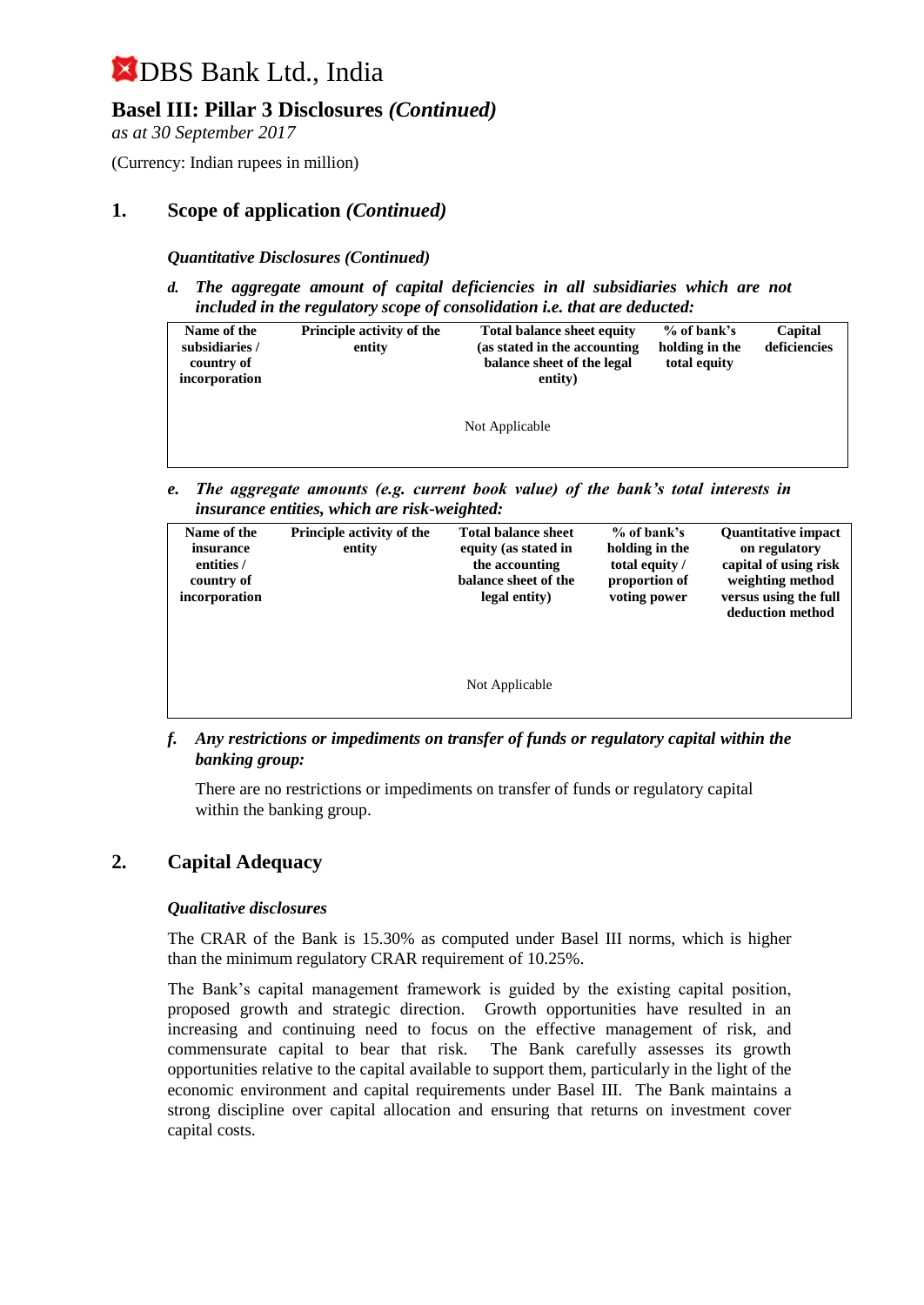# DBS Bank Ltd., India

## Basel III: Pillar 3 Disclosures *(Continued)*

*as at 30 September 2017*

(Currency: Indian rupees in million)

## 1. Scope of application *(Continued)*

***Quantitative Disclosures (Continued)***

***d. The aggregate amount of capital deficiencies in all subsidiaries which are not included in the regulatory scope of consolidation i.e. that are deducted:***

| Name of the subsidiaries / country of incorporation | Principle activity of the entity | Total balance sheet equity (as stated in the accounting balance sheet of the legal entity) | % of bank's holding in the total equity | Capital deficiencies |
|---|---|---|---|---|
| | | Not Applicable | | |

***e. The aggregate amounts (e.g. current book value) of the bank's total interests in insurance entities, which are risk-weighted:***

| Name of the insurance entities / country of incorporation | Principle activity of the entity | Total balance sheet equity (as stated in the accounting balance sheet of the legal entity) | % of bank's holding in the total equity / proportion of voting power | Quantitative impact on regulatory capital of using risk weighting method versus using the full deduction method |
|---|---|---|---|---|
| | | Not Applicable | | |

***f. Any restrictions or impediments on transfer of funds or regulatory capital within the banking group:***

There are no restrictions or impediments on transfer of funds or regulatory capital within the banking group.

## 2. Capital Adequacy

***Qualitative disclosures***

The CRAR of the Bank is 15.30% as computed under Basel III norms, which is higher than the minimum regulatory CRAR requirement of 10.25%.

The Bank's capital management framework is guided by the existing capital position, proposed growth and strategic direction. Growth opportunities have resulted in an increasing and continuing need to focus on the effective management of risk, and commensurate capital to bear that risk. The Bank carefully assesses its growth opportunities relative to the capital available to support them, particularly in the light of the economic environment and capital requirements under Basel III. The Bank maintains a strong discipline over capital allocation and ensuring that returns on investment cover capital costs.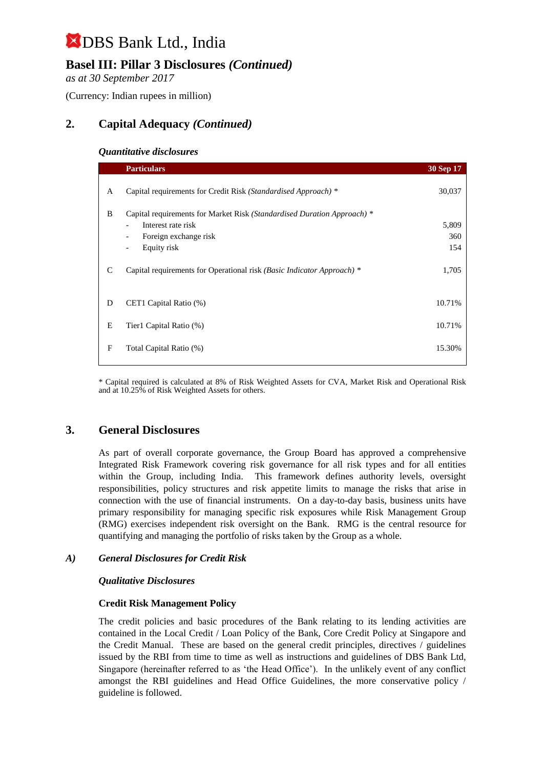# DBS Bank Ltd., India

## Basel III: Pillar 3 Disclosures *(Continued)*

*as at 30 September 2017*

(Currency: Indian rupees in million)

## 2. Capital Adequacy *(Continued)*

### *Quantitative disclosures*

| | Particulars | 30 Sep 17 |
|---|---|---|
| A | Capital requirements for Credit Risk *(Standardised Approach)* * | 30,037 |
| B | Capital requirements for Market Risk *(Standardised Duration Approach)* * | |
| | - Interest rate risk | 5,809 |
| | - Foreign exchange risk | 360 |
| | - Equity risk | 154 |
| C | Capital requirements for Operational risk *(Basic Indicator Approach)* * | 1,705 |
| D | CET1 Capital Ratio (%) | 10.71% |
| E | Tier1 Capital Ratio (%) | 10.71% |
| F | Total Capital Ratio (%) | 15.30% |

* Capital required is calculated at 8% of Risk Weighted Assets for CVA, Market Risk and Operational Risk and at 10.25% of Risk Weighted Assets for others.

## 3. General Disclosures

As part of overall corporate governance, the Group Board has approved a comprehensive Integrated Risk Framework covering risk governance for all risk types and for all entities within the Group, including India. This framework defines authority levels, oversight responsibilities, policy structures and risk appetite limits to manage the risks that arise in connection with the use of financial instruments. On a day-to-day basis, business units have primary responsibility for managing specific risk exposures while Risk Management Group (RMG) exercises independent risk oversight on the Bank. RMG is the central resource for quantifying and managing the portfolio of risks taken by the Group as a whole.

### *A) General Disclosures for Credit Risk*

#### *Qualitative Disclosures*

**Credit Risk Management Policy**

The credit policies and basic procedures of the Bank relating to its lending activities are contained in the Local Credit / Loan Policy of the Bank, Core Credit Policy at Singapore and the Credit Manual. These are based on the general credit principles, directives / guidelines issued by the RBI from time to time as well as instructions and guidelines of DBS Bank Ltd, Singapore (hereinafter referred to as 'the Head Office'). In the unlikely event of any conflict amongst the RBI guidelines and Head Office Guidelines, the more conservative policy / guideline is followed.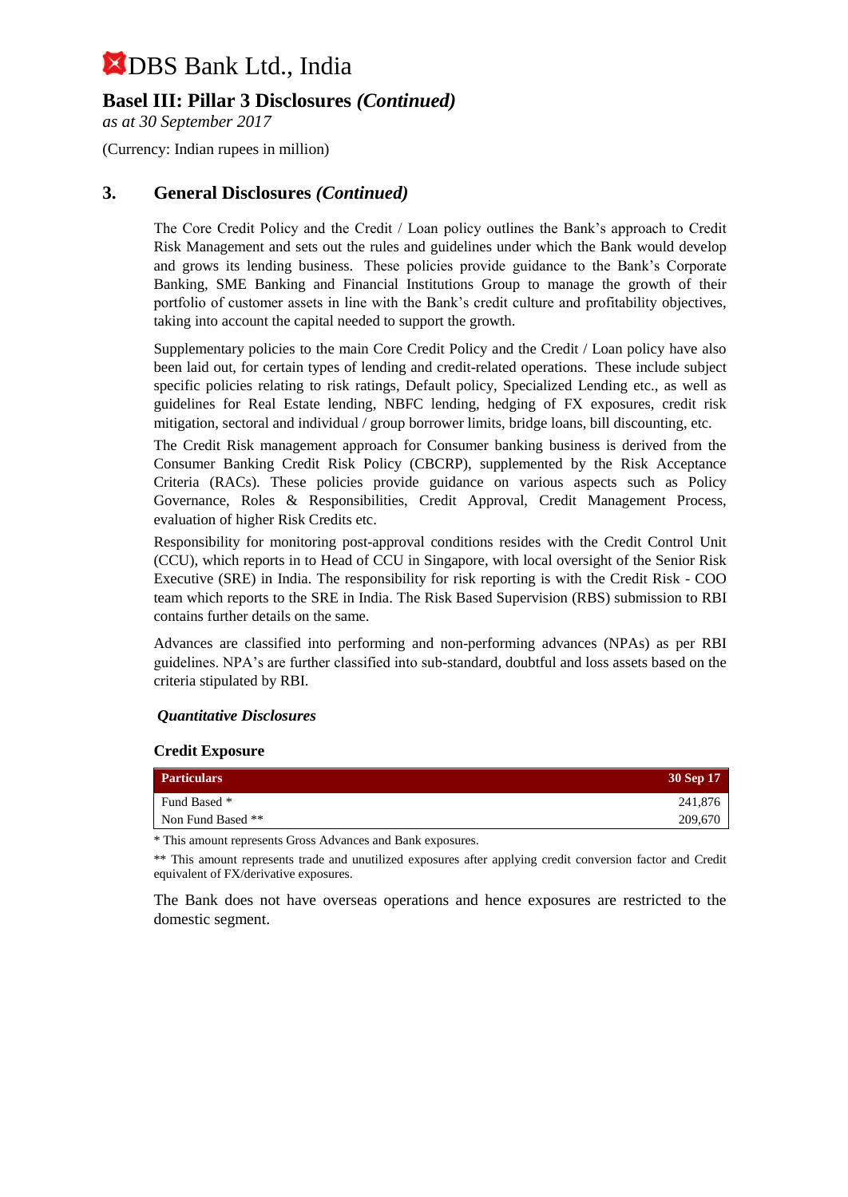# DBS Bank Ltd., India

## Basel III: Pillar 3 Disclosures *(Continued)*

*as at 30 September 2017*

(Currency: Indian rupees in million)

## 3. General Disclosures *(Continued)*

The Core Credit Policy and the Credit / Loan policy outlines the Bank's approach to Credit Risk Management and sets out the rules and guidelines under which the Bank would develop and grows its lending business. These policies provide guidance to the Bank's Corporate Banking, SME Banking and Financial Institutions Group to manage the growth of their portfolio of customer assets in line with the Bank's credit culture and profitability objectives, taking into account the capital needed to support the growth.

Supplementary policies to the main Core Credit Policy and the Credit / Loan policy have also been laid out, for certain types of lending and credit-related operations. These include subject specific policies relating to risk ratings, Default policy, Specialized Lending etc., as well as guidelines for Real Estate lending, NBFC lending, hedging of FX exposures, credit risk mitigation, sectoral and individual / group borrower limits, bridge loans, bill discounting, etc.

The Credit Risk management approach for Consumer banking business is derived from the Consumer Banking Credit Risk Policy (CBCRP), supplemented by the Risk Acceptance Criteria (RACs). These policies provide guidance on various aspects such as Policy Governance, Roles & Responsibilities, Credit Approval, Credit Management Process, evaluation of higher Risk Credits etc.

Responsibility for monitoring post-approval conditions resides with the Credit Control Unit (CCU), which reports in to Head of CCU in Singapore, with local oversight of the Senior Risk Executive (SRE) in India. The responsibility for risk reporting is with the Credit Risk - COO team which reports to the SRE in India. The Risk Based Supervision (RBS) submission to RBI contains further details on the same.

Advances are classified into performing and non-performing advances (NPAs) as per RBI guidelines. NPA's are further classified into sub-standard, doubtful and loss assets based on the criteria stipulated by RBI.

***Quantitative Disclosures***

**Credit Exposure**

| Particulars | 30 Sep 17 |
|---|---|
| Fund Based * | 241,876 |
| Non Fund Based ** | 209,670 |

* This amount represents Gross Advances and Bank exposures.

** This amount represents trade and unutilized exposures after applying credit conversion factor and Credit equivalent of FX/derivative exposures.

The Bank does not have overseas operations and hence exposures are restricted to the domestic segment.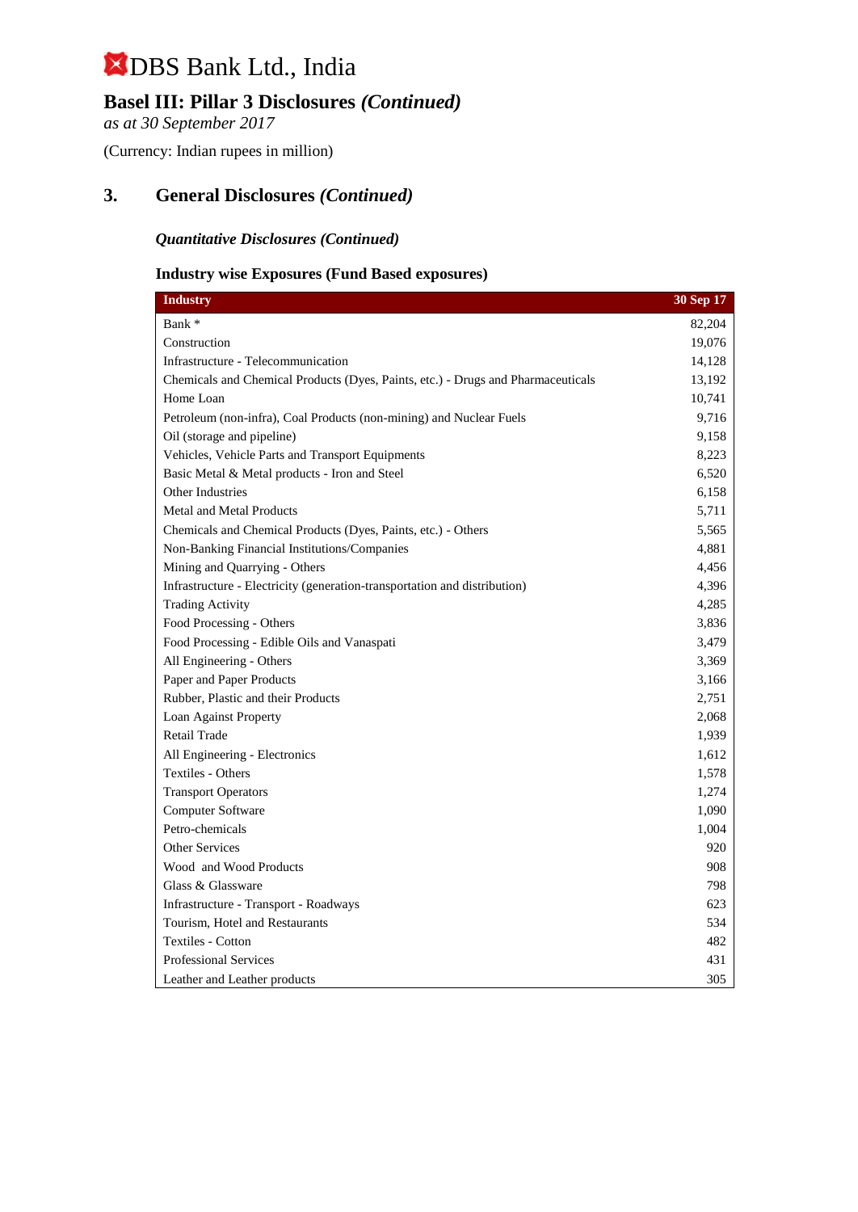# DBS Bank Ltd., India

## Basel III: Pillar 3 Disclosures *(Continued)*

*as at 30 September 2017*

(Currency: Indian rupees in million)

## 3. General Disclosures *(Continued)*

### *Quantitative Disclosures (Continued)*

### Industry wise Exposures (Fund Based exposures)

| Industry | 30 Sep 17 |
|---|---|
| Bank * | 82,204 |
| Construction | 19,076 |
| Infrastructure - Telecommunication | 14,128 |
| Chemicals and Chemical Products (Dyes, Paints, etc.) - Drugs and Pharmaceuticals | 13,192 |
| Home Loan | 10,741 |
| Petroleum (non-infra), Coal Products (non-mining) and Nuclear Fuels | 9,716 |
| Oil (storage and pipeline) | 9,158 |
| Vehicles, Vehicle Parts and Transport Equipments | 8,223 |
| Basic Metal & Metal products - Iron and Steel | 6,520 |
| Other Industries | 6,158 |
| Metal and Metal Products | 5,711 |
| Chemicals and Chemical Products (Dyes, Paints, etc.) - Others | 5,565 |
| Non-Banking Financial Institutions/Companies | 4,881 |
| Mining and Quarrying - Others | 4,456 |
| Infrastructure - Electricity (generation-transportation and distribution) | 4,396 |
| Trading Activity | 4,285 |
| Food Processing - Others | 3,836 |
| Food Processing - Edible Oils and Vanaspati | 3,479 |
| All Engineering - Others | 3,369 |
| Paper and Paper Products | 3,166 |
| Rubber, Plastic and their Products | 2,751 |
| Loan Against Property | 2,068 |
| Retail Trade | 1,939 |
| All Engineering - Electronics | 1,612 |
| Textiles - Others | 1,578 |
| Transport Operators | 1,274 |
| Computer Software | 1,090 |
| Petro-chemicals | 1,004 |
| Other Services | 920 |
| Wood and Wood Products | 908 |
| Glass & Glassware | 798 |
| Infrastructure - Transport - Roadways | 623 |
| Tourism, Hotel and Restaurants | 534 |
| Textiles - Cotton | 482 |
| Professional Services | 431 |
| Leather and Leather products | 305 |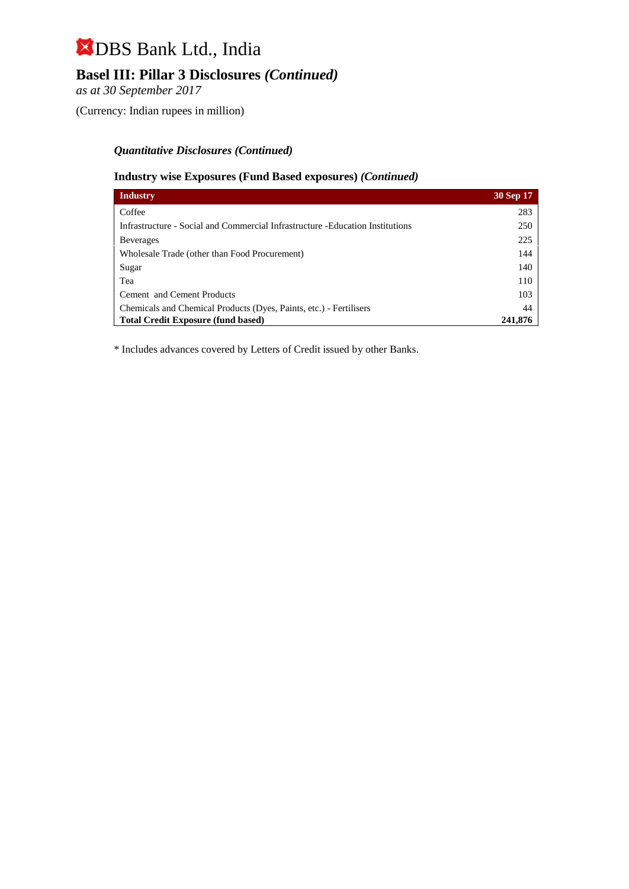# DBS Bank Ltd., India

## Basel III: Pillar 3 Disclosures *(Continued)*

*as at 30 September 2017*

(Currency: Indian rupees in million)

### *Quantitative Disclosures (Continued)*

### Industry wise Exposures (Fund Based exposures) *(Continued)*

| Industry | 30 Sep 17 |
|---|---|
| Coffee | 283 |
| Infrastructure - Social and Commercial Infrastructure -Education Institutions | 250 |
| Beverages | 225 |
| Wholesale Trade (other than Food Procurement) | 144 |
| Sugar | 140 |
| Tea | 110 |
| Cement and Cement Products | 103 |
| Chemicals and Chemical Products (Dyes, Paints, etc.) - Fertilisers | 44 |
| **Total Credit Exposure (fund based)** | **241,876** |

* Includes advances covered by Letters of Credit issued by other Banks.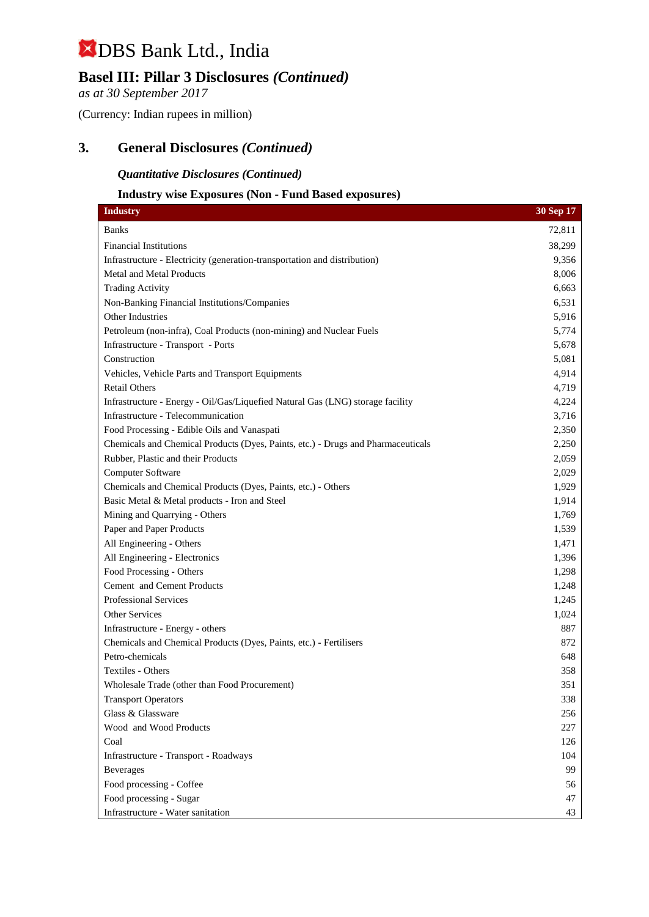# DBS Bank Ltd., India

## Basel III: Pillar 3 Disclosures *(Continued)*

*as at 30 September 2017*

(Currency: Indian rupees in million)

## 3. General Disclosures *(Continued)*

***Quantitative Disclosures (Continued)***

**Industry wise Exposures (Non - Fund Based exposures)**

| Industry | 30 Sep 17 |
|---|---|
| Banks | 72,811 |
| Financial Institutions | 38,299 |
| Infrastructure - Electricity (generation-transportation and distribution) | 9,356 |
| Metal and Metal Products | 8,006 |
| Trading Activity | 6,663 |
| Non-Banking Financial Institutions/Companies | 6,531 |
| Other Industries | 5,916 |
| Petroleum (non-infra), Coal Products (non-mining) and Nuclear Fuels | 5,774 |
| Infrastructure - Transport - Ports | 5,678 |
| Construction | 5,081 |
| Vehicles, Vehicle Parts and Transport Equipments | 4,914 |
| Retail Others | 4,719 |
| Infrastructure - Energy - Oil/Gas/Liquefied Natural Gas (LNG) storage facility | 4,224 |
| Infrastructure - Telecommunication | 3,716 |
| Food Processing - Edible Oils and Vanaspati | 2,350 |
| Chemicals and Chemical Products (Dyes, Paints, etc.) - Drugs and Pharmaceuticals | 2,250 |
| Rubber, Plastic and their Products | 2,059 |
| Computer Software | 2,029 |
| Chemicals and Chemical Products (Dyes, Paints, etc.) - Others | 1,929 |
| Basic Metal & Metal products - Iron and Steel | 1,914 |
| Mining and Quarrying - Others | 1,769 |
| Paper and Paper Products | 1,539 |
| All Engineering - Others | 1,471 |
| All Engineering - Electronics | 1,396 |
| Food Processing - Others | 1,298 |
| Cement and Cement Products | 1,248 |
| Professional Services | 1,245 |
| Other Services | 1,024 |
| Infrastructure - Energy - others | 887 |
| Chemicals and Chemical Products (Dyes, Paints, etc.) - Fertilisers | 872 |
| Petro-chemicals | 648 |
| Textiles - Others | 358 |
| Wholesale Trade (other than Food Procurement) | 351 |
| Transport Operators | 338 |
| Glass & Glassware | 256 |
| Wood and Wood Products | 227 |
| Coal | 126 |
| Infrastructure - Transport - Roadways | 104 |
| Beverages | 99 |
| Food processing - Coffee | 56 |
| Food processing - Sugar | 47 |
| Infrastructure - Water sanitation | 43 |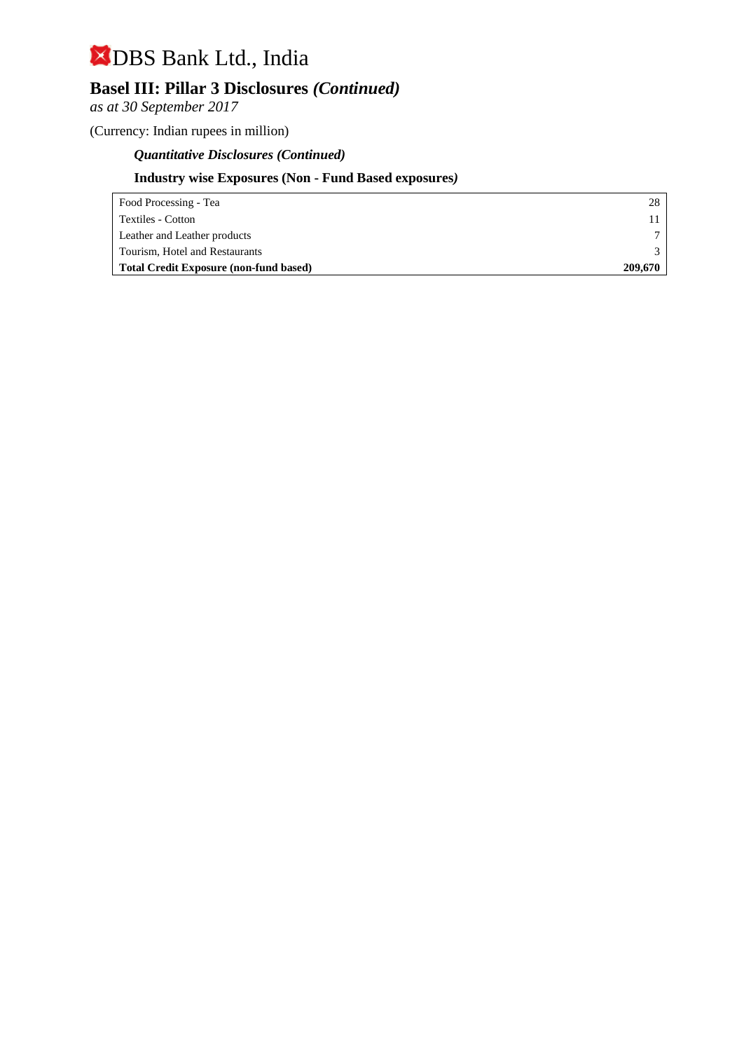# DBS Bank Ltd., India

## Basel III: Pillar 3 Disclosures *(Continued)*

*as at 30 September 2017*

(Currency: Indian rupees in million)

### *Quantitative Disclosures (Continued)*

### Industry wise Exposures (Non - Fund Based exposures)

| | |
|---|---|
| Food Processing - Tea | 28 |
| Textiles - Cotton | 11 |
| Leather and Leather products | 7 |
| Tourism, Hotel and Restaurants | 3 |
| **Total Credit Exposure (non-fund based)** | **209,670** |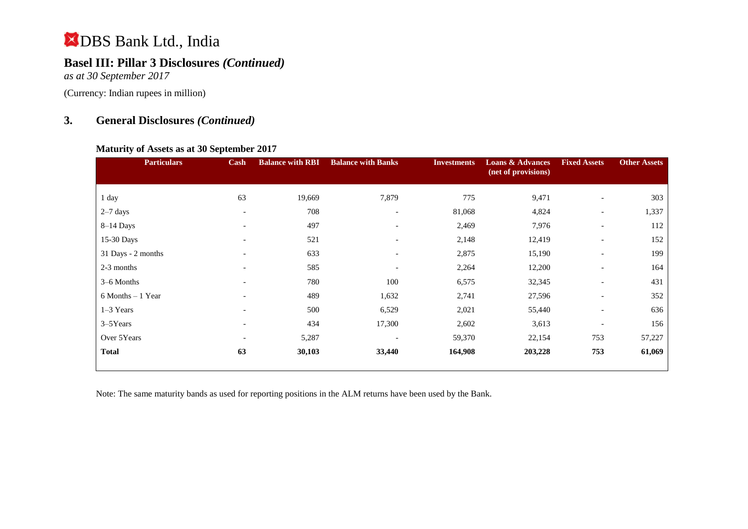# DBS Bank Ltd., India

## Basel III: Pillar 3 Disclosures *(Continued)*

*as at 30 September 2017*

(Currency: Indian rupees in million)

## 3. General Disclosures *(Continued)*

### Maturity of Assets as at 30 September 2017

| Particulars | Cash | Balance with RBI | Balance with Banks | Investments | Loans & Advances (net of provisions) | Fixed Assets | Other Assets |
|---|---|---|---|---|---|---|---|
| 1 day | 63 | 19,669 | 7,879 | 775 | 9,471 | - | 303 |
| 2–7 days | - | 708 | - | 81,068 | 4,824 | - | 1,337 |
| 8–14 Days | - | 497 | - | 2,469 | 7,976 | - | 112 |
| 15-30 Days | - | 521 | - | 2,148 | 12,419 | - | 152 |
| 31 Days - 2 months | - | 633 | - | 2,875 | 15,190 | - | 199 |
| 2-3 months | - | 585 | - | 2,264 | 12,200 | - | 164 |
| 3–6 Months | - | 780 | 100 | 6,575 | 32,345 | - | 431 |
| 6 Months – 1 Year | - | 489 | 1,632 | 2,741 | 27,596 | - | 352 |
| 1–3 Years | - | 500 | 6,529 | 2,021 | 55,440 | - | 636 |
| 3–5Years | - | 434 | 17,300 | 2,602 | 3,613 | - | 156 |
| Over 5Years | - | 5,287 | - | 59,370 | 22,154 | 753 | 57,227 |
| **Total** | **63** | **30,103** | **33,440** | **164,908** | **203,228** | **753** | **61,069** |

Note: The same maturity bands as used for reporting positions in the ALM returns have been used by the Bank.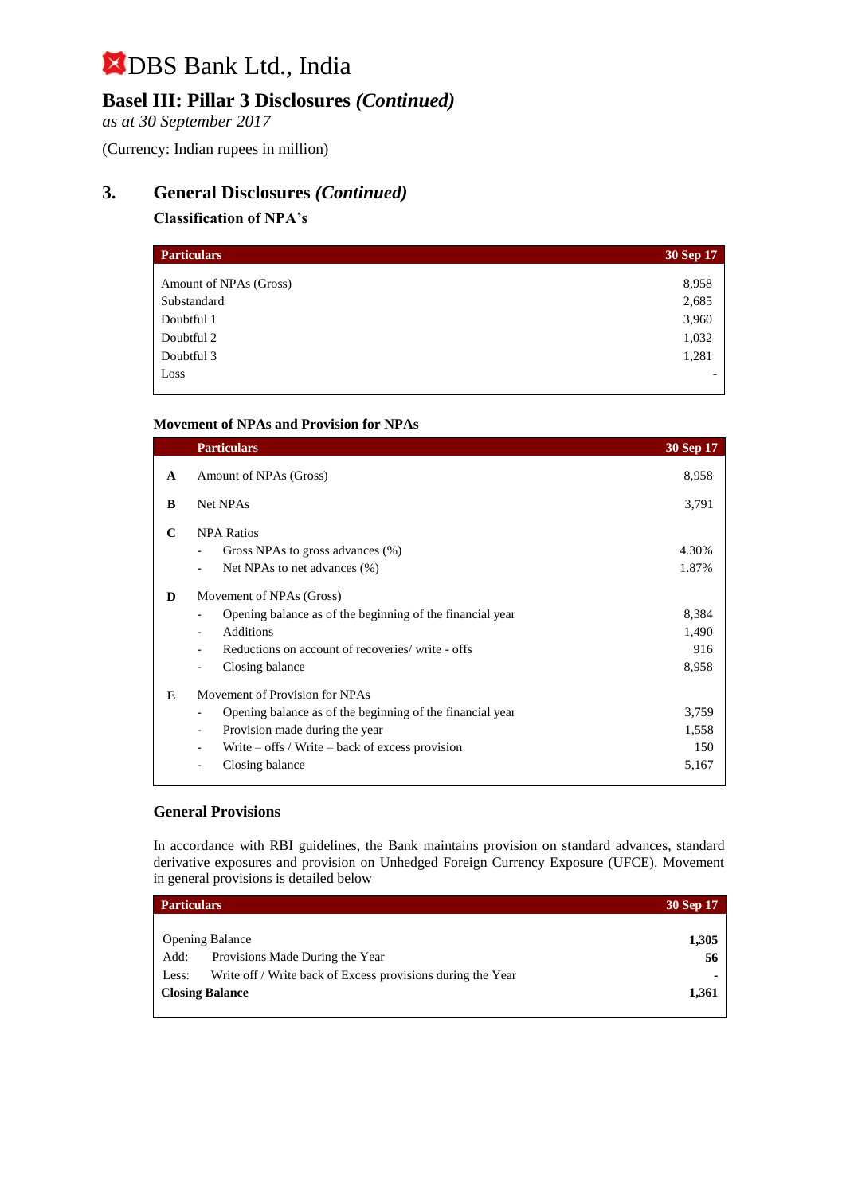# DBS Bank Ltd., India

## Basel III: Pillar 3 Disclosures *(Continued)*

*as at 30 September 2017*

(Currency: Indian rupees in million)

## 3. General Disclosures *(Continued)*

### Classification of NPA's

| Particulars | 30 Sep 17 |
|---|---|
| Amount of NPAs (Gross) | 8,958 |
| Substandard | 2,685 |
| Doubtful 1 | 3,960 |
| Doubtful 2 | 1,032 |
| Doubtful 3 | 1,281 |
| Loss | - |

### Movement of NPAs and Provision for NPAs

| | Particulars | 30 Sep 17 |
|---|---|---|
| **A** | Amount of NPAs (Gross) | 8,958 |
| **B** | Net NPAs | 3,791 |
| **C** | NPA Ratios | |
| | - Gross NPAs to gross advances (%) | 4.30% |
| | - Net NPAs to net advances (%) | 1.87% |
| **D** | Movement of NPAs (Gross) | |
| | - Opening balance as of the beginning of the financial year | 8,384 |
| | - Additions | 1,490 |
| | - Reductions on account of recoveries/ write - offs | 916 |
| | - Closing balance | 8,958 |
| **E** | Movement of Provision for NPAs | |
| | - Opening balance as of the beginning of the financial year | 3,759 |
| | - Provision made during the year | 1,558 |
| | - Write – offs / Write – back of excess provision | 150 |
| | - Closing balance | 5,167 |

### General Provisions

In accordance with RBI guidelines, the Bank maintains provision on standard advances, standard derivative exposures and provision on Unhedged Foreign Currency Exposure (UFCE). Movement in general provisions is detailed below

| Particulars | 30 Sep 17 |
|---|---|
| Opening Balance | **1,305** |
| Add: Provisions Made During the Year | **56** |
| Less: Write off / Write back of Excess provisions during the Year | **-** |
| **Closing Balance** | **1,361** |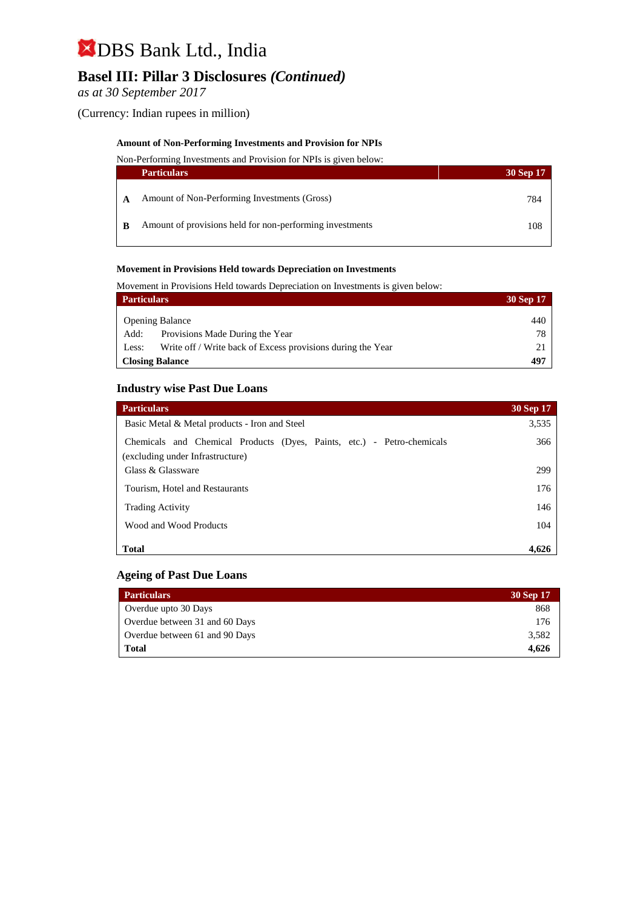# DBS Bank Ltd., India

## Basel III: Pillar 3 Disclosures *(Continued)*

*as at 30 September 2017*

(Currency: Indian rupees in million)

**Amount of Non-Performing Investments and Provision for NPIs**

Non-Performing Investments and Provision for NPIs is given below:

| | Particulars | 30 Sep 17 |
|---|---|---|
| **A** | Amount of Non-Performing Investments (Gross) | 784 |
| **B** | Amount of provisions held for non-performing investments | 108 |

**Movement in Provisions Held towards Depreciation on Investments**

Movement in Provisions Held towards Depreciation on Investments is given below:

| Particulars | 30 Sep 17 |
|---|---|
| Opening Balance | 440 |
| Add: Provisions Made During the Year | 78 |
| Less: Write off / Write back of Excess provisions during the Year | 21 |
| **Closing Balance** | **497** |

### Industry wise Past Due Loans

| Particulars | 30 Sep 17 |
|---|---|
| Basic Metal & Metal products - Iron and Steel | 3,535 |
| Chemicals and Chemical Products (Dyes, Paints, etc.) - Petro-chemicals (excluding under Infrastructure) | 366 |
| Glass & Glassware | 299 |
| Tourism, Hotel and Restaurants | 176 |
| Trading Activity | 146 |
| Wood and Wood Products | 104 |
| **Total** | **4,626** |

### Ageing of Past Due Loans

| Particulars | 30 Sep 17 |
|---|---|
| Overdue upto 30 Days | 868 |
| Overdue between 31 and 60 Days | 176 |
| Overdue between 61 and 90 Days | 3,582 |
| **Total** | **4,626** |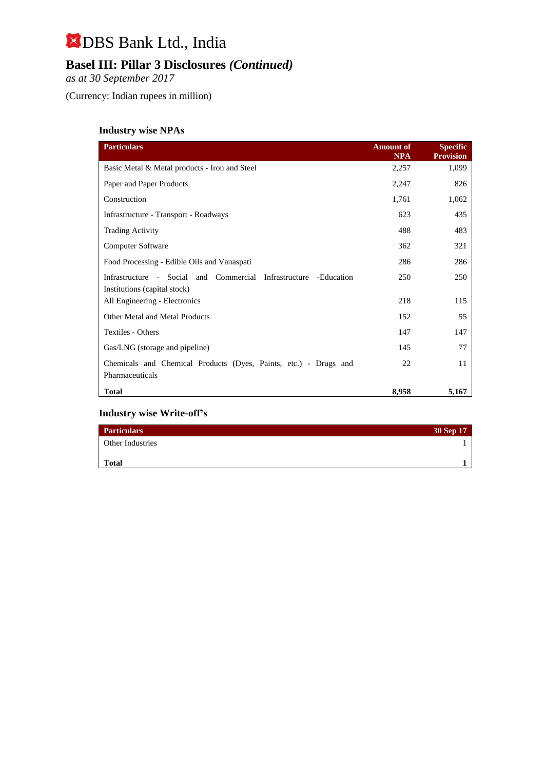# DBS Bank Ltd., India

## Basel III: Pillar 3 Disclosures *(Continued)*

*as at 30 September 2017*

(Currency: Indian rupees in million)

### Industry wise NPAs

| Particulars | Amount of NPA | Specific Provision |
|---|---|---|
| Basic Metal & Metal products - Iron and Steel | 2,257 | 1,099 |
| Paper and Paper Products | 2,247 | 826 |
| Construction | 1,761 | 1,062 |
| Infrastructure - Transport - Roadways | 623 | 435 |
| Trading Activity | 488 | 483 |
| Computer Software | 362 | 321 |
| Food Processing - Edible Oils and Vanaspati | 286 | 286 |
| Infrastructure - Social and Commercial Infrastructure -Education Institutions (capital stock) | 250 | 250 |
| All Engineering - Electronics | 218 | 115 |
| Other Metal and Metal Products | 152 | 55 |
| Textiles - Others | 147 | 147 |
| Gas/LNG (storage and pipeline) | 145 | 77 |
| Chemicals and Chemical Products (Dyes, Paints, etc.) - Drugs and Pharmaceuticals | 22 | 11 |
| **Total** | **8,958** | **5,167** |

### Industry wise Write-off's

| Particulars | 30 Sep 17 |
|---|---|
| Other Industries | 1 |
| **Total** | **1** |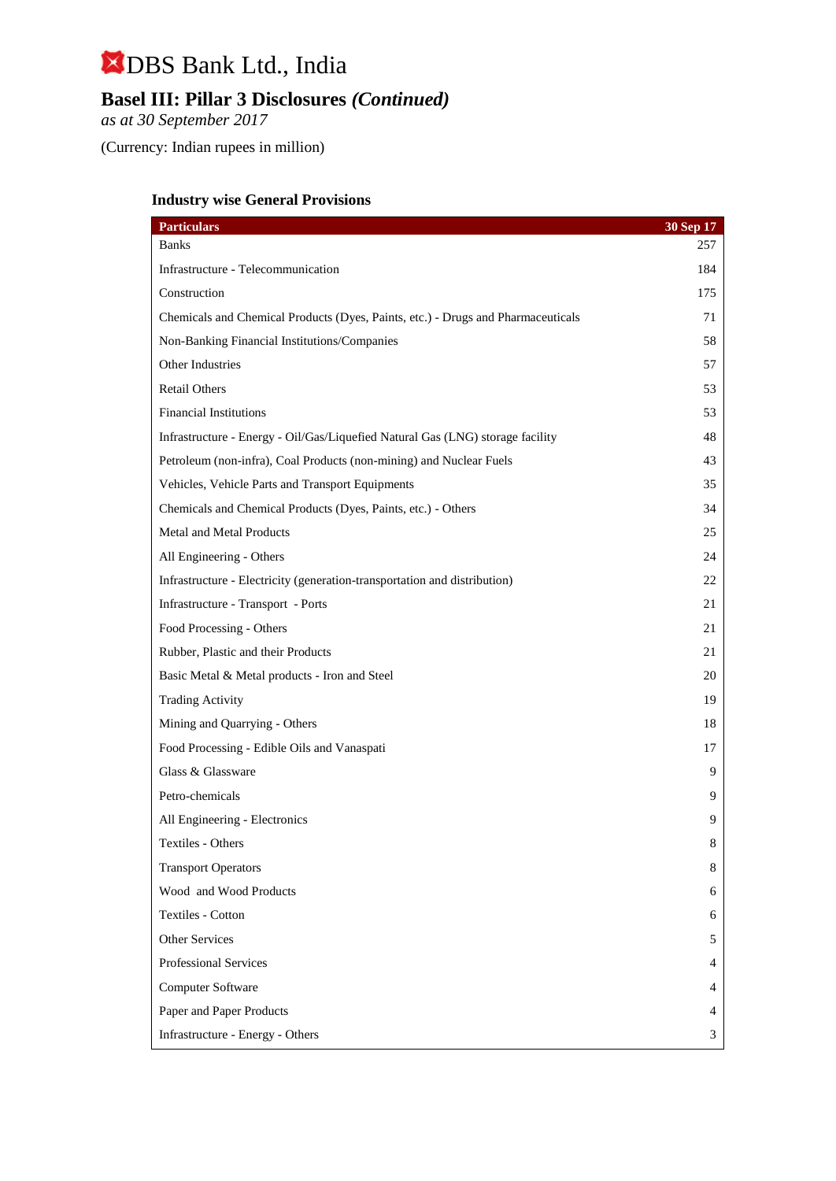# DBS Bank Ltd., India

## Basel III: Pillar 3 Disclosures *(Continued)*

*as at 30 September 2017*

(Currency: Indian rupees in million)

### Industry wise General Provisions

| Particulars | 30 Sep 17 |
|---|---|
| Banks | 257 |
| Infrastructure - Telecommunication | 184 |
| Construction | 175 |
| Chemicals and Chemical Products (Dyes, Paints, etc.) - Drugs and Pharmaceuticals | 71 |
| Non-Banking Financial Institutions/Companies | 58 |
| Other Industries | 57 |
| Retail Others | 53 |
| Financial Institutions | 53 |
| Infrastructure - Energy - Oil/Gas/Liquefied Natural Gas (LNG) storage facility | 48 |
| Petroleum (non-infra), Coal Products (non-mining) and Nuclear Fuels | 43 |
| Vehicles, Vehicle Parts and Transport Equipments | 35 |
| Chemicals and Chemical Products (Dyes, Paints, etc.) - Others | 34 |
| Metal and Metal Products | 25 |
| All Engineering - Others | 24 |
| Infrastructure - Electricity (generation-transportation and distribution) | 22 |
| Infrastructure - Transport - Ports | 21 |
| Food Processing - Others | 21 |
| Rubber, Plastic and their Products | 21 |
| Basic Metal & Metal products - Iron and Steel | 20 |
| Trading Activity | 19 |
| Mining and Quarrying - Others | 18 |
| Food Processing - Edible Oils and Vanaspati | 17 |
| Glass & Glassware | 9 |
| Petro-chemicals | 9 |
| All Engineering - Electronics | 9 |
| Textiles - Others | 8 |
| Transport Operators | 8 |
| Wood and Wood Products | 6 |
| Textiles - Cotton | 6 |
| Other Services | 5 |
| Professional Services | 4 |
| Computer Software | 4 |
| Paper and Paper Products | 4 |
| Infrastructure - Energy - Others | 3 |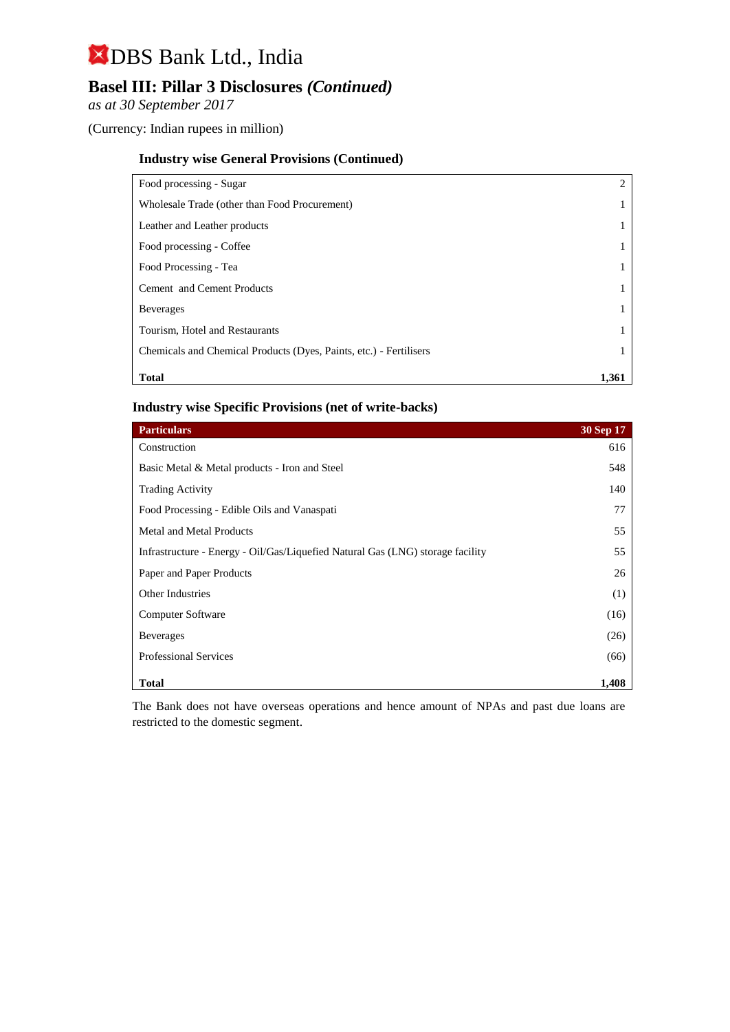# DBS Bank Ltd., India

## Basel III: Pillar 3 Disclosures *(Continued)*

*as at 30 September 2017*

(Currency: Indian rupees in million)

### Industry wise General Provisions (Continued)

| | |
|---|---|
| Food processing - Sugar | 2 |
| Wholesale Trade (other than Food Procurement) | 1 |
| Leather and Leather products | 1 |
| Food processing - Coffee | 1 |
| Food Processing - Tea | 1 |
| Cement and Cement Products | 1 |
| Beverages | 1 |
| Tourism, Hotel and Restaurants | 1 |
| Chemicals and Chemical Products (Dyes, Paints, etc.) - Fertilisers | 1 |
| **Total** | **1,361** |

### Industry wise Specific Provisions (net of write-backs)

| Particulars | 30 Sep 17 |
|---|---|
| Construction | 616 |
| Basic Metal & Metal products - Iron and Steel | 548 |
| Trading Activity | 140 |
| Food Processing - Edible Oils and Vanaspati | 77 |
| Metal and Metal Products | 55 |
| Infrastructure - Energy - Oil/Gas/Liquefied Natural Gas (LNG) storage facility | 55 |
| Paper and Paper Products | 26 |
| Other Industries | (1) |
| Computer Software | (16) |
| Beverages | (26) |
| Professional Services | (66) |
| **Total** | **1,408** |

The Bank does not have overseas operations and hence amount of NPAs and past due loans are restricted to the domestic segment.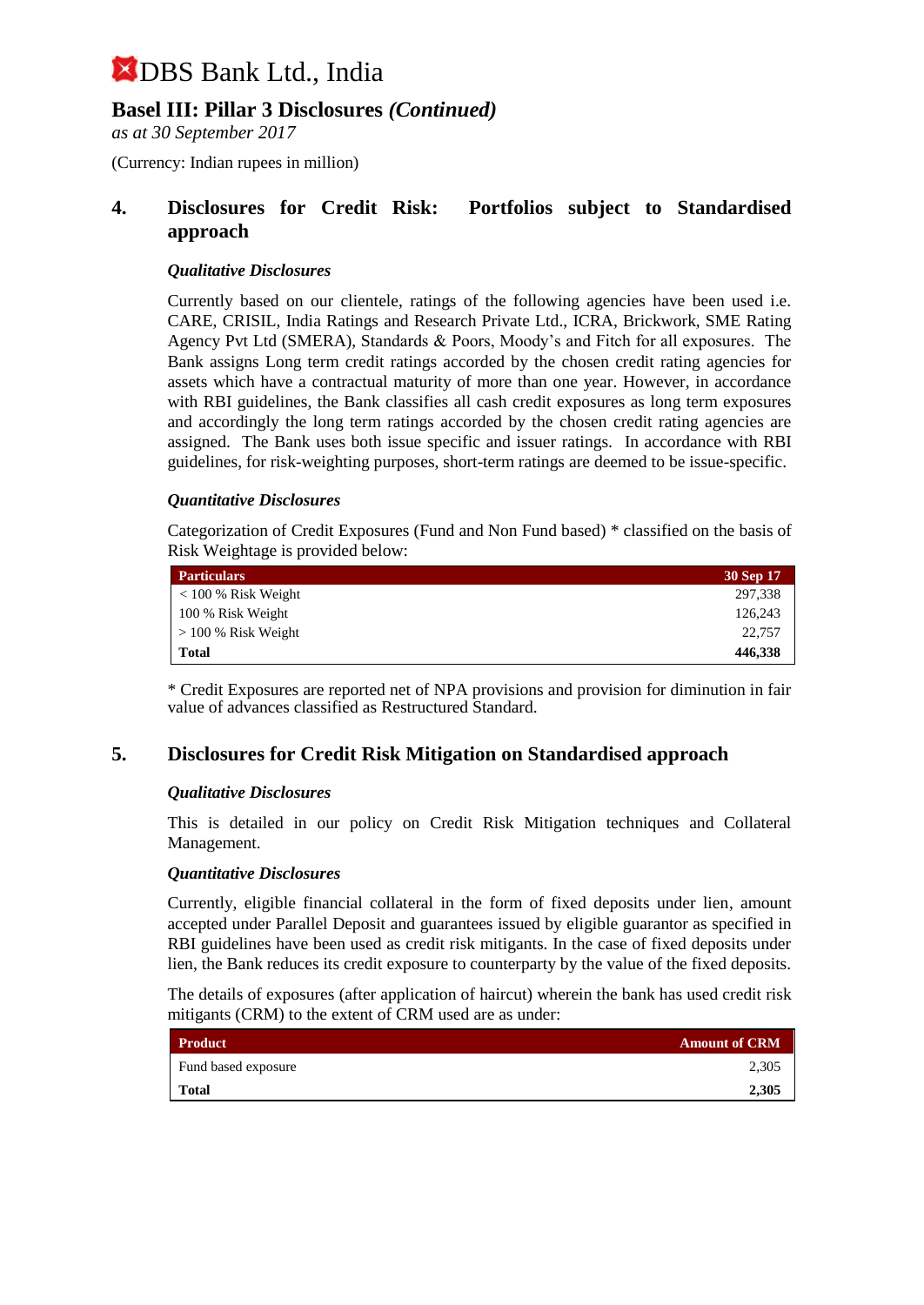# DBS Bank Ltd., India

## Basel III: Pillar 3 Disclosures *(Continued)*

*as at 30 September 2017*

(Currency: Indian rupees in million)

## 4. Disclosures for Credit Risk: Portfolios subject to Standardised approach

### *Qualitative Disclosures*

Currently based on our clientele, ratings of the following agencies have been used i.e. CARE, CRISIL, India Ratings and Research Private Ltd., ICRA, Brickwork, SME Rating Agency Pvt Ltd (SMERA), Standards & Poors, Moody's and Fitch for all exposures. The Bank assigns Long term credit ratings accorded by the chosen credit rating agencies for assets which have a contractual maturity of more than one year. However, in accordance with RBI guidelines, the Bank classifies all cash credit exposures as long term exposures and accordingly the long term ratings accorded by the chosen credit rating agencies are assigned. The Bank uses both issue specific and issuer ratings. In accordance with RBI guidelines, for risk-weighting purposes, short-term ratings are deemed to be issue-specific.

### *Quantitative Disclosures*

Categorization of Credit Exposures (Fund and Non Fund based) * classified on the basis of Risk Weightage is provided below:

| Particulars | 30 Sep 17 |
|---|---|
| < 100 % Risk Weight | 297,338 |
| 100 % Risk Weight | 126,243 |
| > 100 % Risk Weight | 22,757 |
| **Total** | **446,338** |

* Credit Exposures are reported net of NPA provisions and provision for diminution in fair value of advances classified as Restructured Standard.

## 5. Disclosures for Credit Risk Mitigation on Standardised approach

### *Qualitative Disclosures*

This is detailed in our policy on Credit Risk Mitigation techniques and Collateral Management.

### *Quantitative Disclosures*

Currently, eligible financial collateral in the form of fixed deposits under lien, amount accepted under Parallel Deposit and guarantees issued by eligible guarantor as specified in RBI guidelines have been used as credit risk mitigants. In the case of fixed deposits under lien, the Bank reduces its credit exposure to counterparty by the value of the fixed deposits.

The details of exposures (after application of haircut) wherein the bank has used credit risk mitigants (CRM) to the extent of CRM used are as under:

| Product | Amount of CRM |
|---|---|
| Fund based exposure | 2,305 |
| **Total** | **2,305** |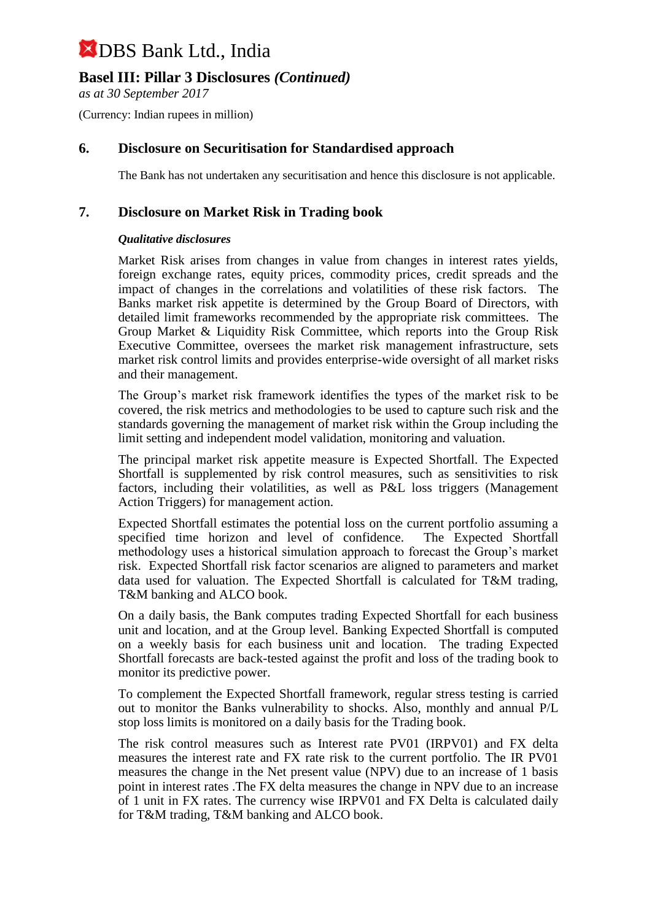# DBS Bank Ltd., India

## Basel III: Pillar 3 Disclosures *(Continued)*

*as at 30 September 2017*

(Currency: Indian rupees in million)

## 6. Disclosure on Securitisation for Standardised approach

The Bank has not undertaken any securitisation and hence this disclosure is not applicable.

## 7. Disclosure on Market Risk in Trading book

***Qualitative disclosures***

Market Risk arises from changes in value from changes in interest rates yields, foreign exchange rates, equity prices, commodity prices, credit spreads and the impact of changes in the correlations and volatilities of these risk factors. The Banks market risk appetite is determined by the Group Board of Directors, with detailed limit frameworks recommended by the appropriate risk committees. The Group Market & Liquidity Risk Committee, which reports into the Group Risk Executive Committee, oversees the market risk management infrastructure, sets market risk control limits and provides enterprise-wide oversight of all market risks and their management.

The Group's market risk framework identifies the types of the market risk to be covered, the risk metrics and methodologies to be used to capture such risk and the standards governing the management of market risk within the Group including the limit setting and independent model validation, monitoring and valuation.

The principal market risk appetite measure is Expected Shortfall. The Expected Shortfall is supplemented by risk control measures, such as sensitivities to risk factors, including their volatilities, as well as P&L loss triggers (Management Action Triggers) for management action.

Expected Shortfall estimates the potential loss on the current portfolio assuming a specified time horizon and level of confidence. The Expected Shortfall methodology uses a historical simulation approach to forecast the Group's market risk. Expected Shortfall risk factor scenarios are aligned to parameters and market data used for valuation. The Expected Shortfall is calculated for T&M trading, T&M banking and ALCO book.

On a daily basis, the Bank computes trading Expected Shortfall for each business unit and location, and at the Group level. Banking Expected Shortfall is computed on a weekly basis for each business unit and location. The trading Expected Shortfall forecasts are back-tested against the profit and loss of the trading book to monitor its predictive power.

To complement the Expected Shortfall framework, regular stress testing is carried out to monitor the Banks vulnerability to shocks. Also, monthly and annual P/L stop loss limits is monitored on a daily basis for the Trading book.

The risk control measures such as Interest rate PV01 (IRPV01) and FX delta measures the interest rate and FX rate risk to the current portfolio. The IR PV01 measures the change in the Net present value (NPV) due to an increase of 1 basis point in interest rates .The FX delta measures the change in NPV due to an increase of 1 unit in FX rates. The currency wise IRPV01 and FX Delta is calculated daily for T&M trading, T&M banking and ALCO book.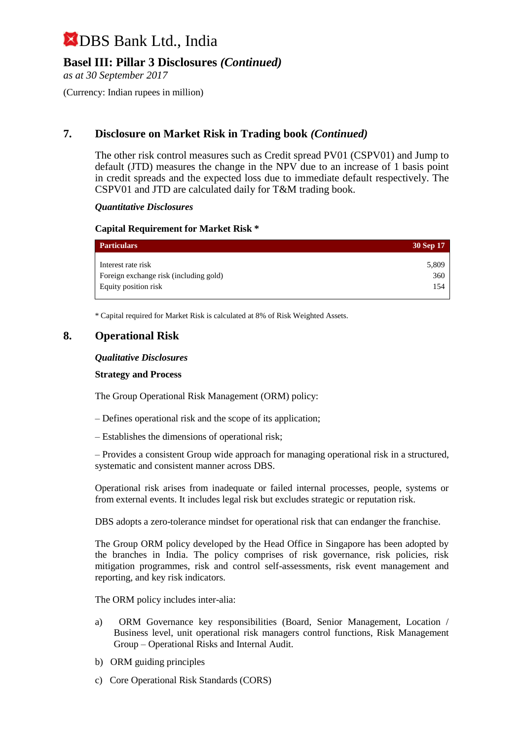# DBS Bank Ltd., India

## Basel III: Pillar 3 Disclosures *(Continued)*

*as at 30 September 2017*

(Currency: Indian rupees in million)

## 7. Disclosure on Market Risk in Trading book *(Continued)*

The other risk control measures such as Credit spread PV01 (CSPV01) and Jump to default (JTD) measures the change in the NPV due to an increase of 1 basis point in credit spreads and the expected loss due to immediate default respectively. The CSPV01 and JTD are calculated daily for T&M trading book.

***Quantitative Disclosures***

**Capital Requirement for Market Risk ***

| Particulars | 30 Sep 17 |
|---|---|
| Interest rate risk | 5,809 |
| Foreign exchange risk (including gold) | 360 |
| Equity position risk | 154 |

* Capital required for Market Risk is calculated at 8% of Risk Weighted Assets.

## 8. Operational Risk

***Qualitative Disclosures***

**Strategy and Process**

The Group Operational Risk Management (ORM) policy:

– Defines operational risk and the scope of its application;

– Establishes the dimensions of operational risk;

– Provides a consistent Group wide approach for managing operational risk in a structured, systematic and consistent manner across DBS.

Operational risk arises from inadequate or failed internal processes, people, systems or from external events. It includes legal risk but excludes strategic or reputation risk.

DBS adopts a zero-tolerance mindset for operational risk that can endanger the franchise.

The Group ORM policy developed by the Head Office in Singapore has been adopted by the branches in India. The policy comprises of risk governance, risk policies, risk mitigation programmes, risk and control self-assessments, risk event management and reporting, and key risk indicators.

The ORM policy includes inter-alia:

a) ORM Governance key responsibilities (Board, Senior Management, Location / Business level, unit operational risk managers control functions, Risk Management Group – Operational Risks and Internal Audit.

b) ORM guiding principles

c) Core Operational Risk Standards (CORS)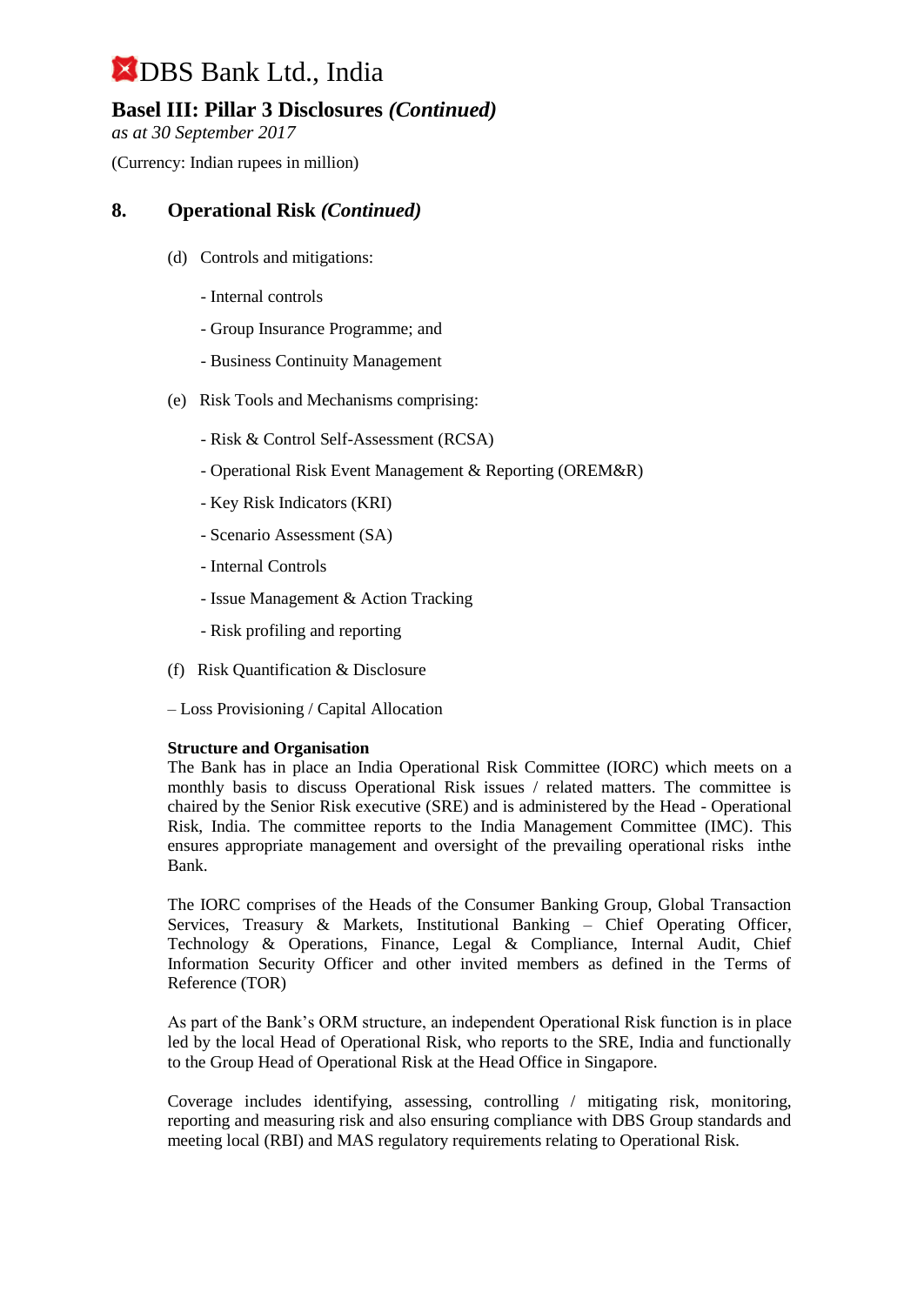# DBS Bank Ltd., India

## Basel III: Pillar 3 Disclosures *(Continued)*

*as at 30 September 2017*

(Currency: Indian rupees in million)

## 8. Operational Risk *(Continued)*

(d) Controls and mitigations:

- Internal controls
- Group Insurance Programme; and
- Business Continuity Management

(e) Risk Tools and Mechanisms comprising:

- Risk & Control Self-Assessment (RCSA)
- Operational Risk Event Management & Reporting (OREM&R)
- Key Risk Indicators (KRI)
- Scenario Assessment (SA)
- Internal Controls
- Issue Management & Action Tracking
- Risk profiling and reporting

(f) Risk Quantification & Disclosure

– Loss Provisioning / Capital Allocation

**Structure and Organisation**

The Bank has in place an India Operational Risk Committee (IORC) which meets on a monthly basis to discuss Operational Risk issues / related matters. The committee is chaired by the Senior Risk executive (SRE) and is administered by the Head - Operational Risk, India. The committee reports to the India Management Committee (IMC). This ensures appropriate management and oversight of the prevailing operational risks inthe Bank.

The IORC comprises of the Heads of the Consumer Banking Group, Global Transaction Services, Treasury & Markets, Institutional Banking – Chief Operating Officer, Technology & Operations, Finance, Legal & Compliance, Internal Audit, Chief Information Security Officer and other invited members as defined in the Terms of Reference (TOR)

As part of the Bank's ORM structure, an independent Operational Risk function is in place led by the local Head of Operational Risk, who reports to the SRE, India and functionally to the Group Head of Operational Risk at the Head Office in Singapore.

Coverage includes identifying, assessing, controlling / mitigating risk, monitoring, reporting and measuring risk and also ensuring compliance with DBS Group standards and meeting local (RBI) and MAS regulatory requirements relating to Operational Risk.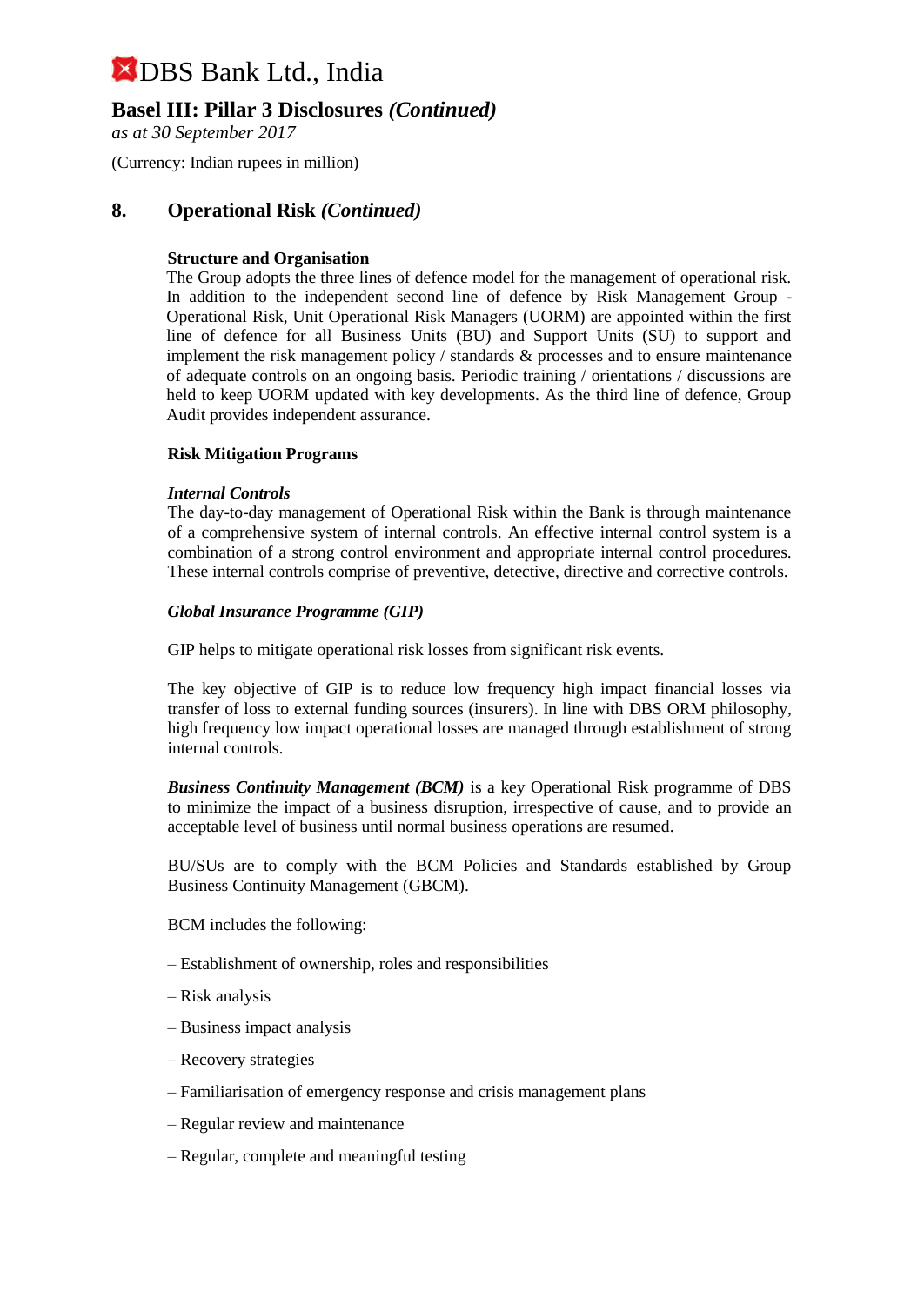# DBS Bank Ltd., India

## Basel III: Pillar 3 Disclosures *(Continued)*

*as at 30 September 2017*

(Currency: Indian rupees in million)

## 8. Operational Risk *(Continued)*

**Structure and Organisation**

The Group adopts the three lines of defence model for the management of operational risk. In addition to the independent second line of defence by Risk Management Group - Operational Risk, Unit Operational Risk Managers (UORM) are appointed within the first line of defence for all Business Units (BU) and Support Units (SU) to support and implement the risk management policy / standards & processes and to ensure maintenance of adequate controls on an ongoing basis. Periodic training / orientations / discussions are held to keep UORM updated with key developments. As the third line of defence, Group Audit provides independent assurance.

**Risk Mitigation Programs**

***Internal Controls***

The day-to-day management of Operational Risk within the Bank is through maintenance of a comprehensive system of internal controls. An effective internal control system is a combination of a strong control environment and appropriate internal control procedures. These internal controls comprise of preventive, detective, directive and corrective controls.

***Global Insurance Programme (GIP)***

GIP helps to mitigate operational risk losses from significant risk events.

The key objective of GIP is to reduce low frequency high impact financial losses via transfer of loss to external funding sources (insurers). In line with DBS ORM philosophy, high frequency low impact operational losses are managed through establishment of strong internal controls.

***Business Continuity Management (BCM)*** is a key Operational Risk programme of DBS to minimize the impact of a business disruption, irrespective of cause, and to provide an acceptable level of business until normal business operations are resumed.

BU/SUs are to comply with the BCM Policies and Standards established by Group Business Continuity Management (GBCM).

BCM includes the following:

- Establishment of ownership, roles and responsibilities
- Risk analysis
- Business impact analysis
- Recovery strategies
- Familiarisation of emergency response and crisis management plans
- Regular review and maintenance
- Regular, complete and meaningful testing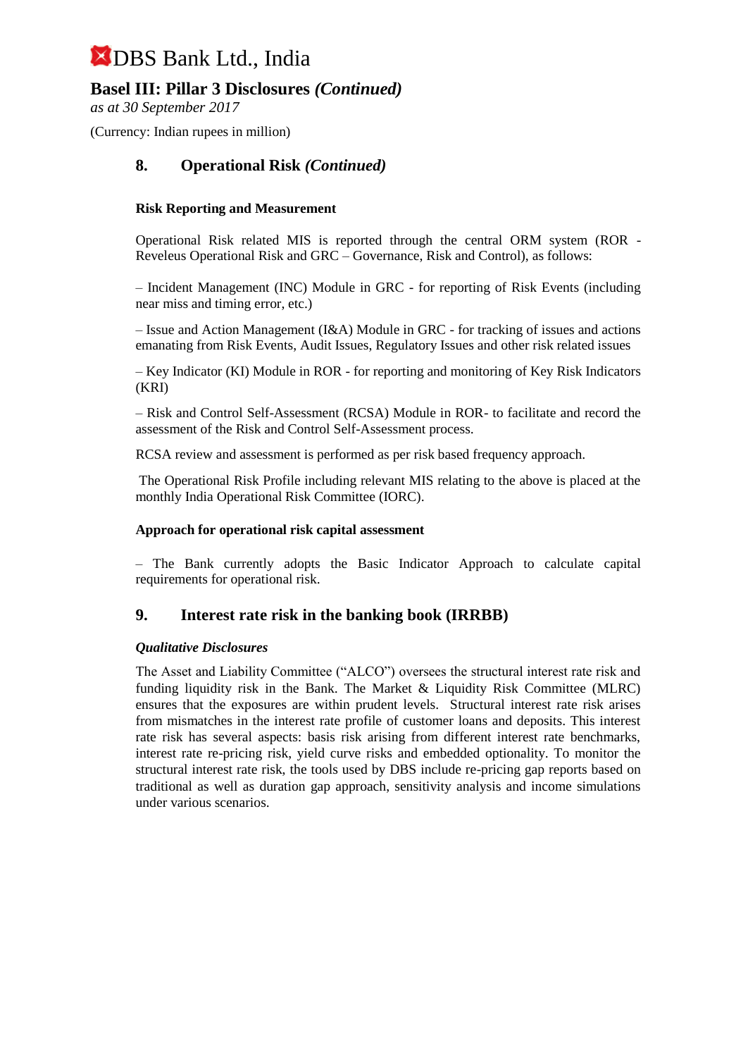## 8. Operational Risk *(Continued)*

**Risk Reporting and Measurement**

Operational Risk related MIS is reported through the central ORM system (ROR - Reveleus Operational Risk and GRC – Governance, Risk and Control), as follows:

– Incident Management (INC) Module in GRC - for reporting of Risk Events (including near miss and timing error, etc.)

– Issue and Action Management (I&A) Module in GRC - for tracking of issues and actions emanating from Risk Events, Audit Issues, Regulatory Issues and other risk related issues

– Key Indicator (KI) Module in ROR - for reporting and monitoring of Key Risk Indicators (KRI)

– Risk and Control Self-Assessment (RCSA) Module in ROR- to facilitate and record the assessment of the Risk and Control Self-Assessment process.

RCSA review and assessment is performed as per risk based frequency approach.

The Operational Risk Profile including relevant MIS relating to the above is placed at the monthly India Operational Risk Committee (IORC).

**Approach for operational risk capital assessment**

– The Bank currently adopts the Basic Indicator Approach to calculate capital requirements for operational risk.

## 9. Interest rate risk in the banking book (IRRBB)

***Qualitative Disclosures***

The Asset and Liability Committee ("ALCO") oversees the structural interest rate risk and funding liquidity risk in the Bank. The Market & Liquidity Risk Committee (MLRC) ensures that the exposures are within prudent levels. Structural interest rate risk arises from mismatches in the interest rate profile of customer loans and deposits. This interest rate risk has several aspects: basis risk arising from different interest rate benchmarks, interest rate re-pricing risk, yield curve risks and embedded optionality. To monitor the structural interest rate risk, the tools used by DBS include re-pricing gap reports based on traditional as well as duration gap approach, sensitivity analysis and income simulations under various scenarios.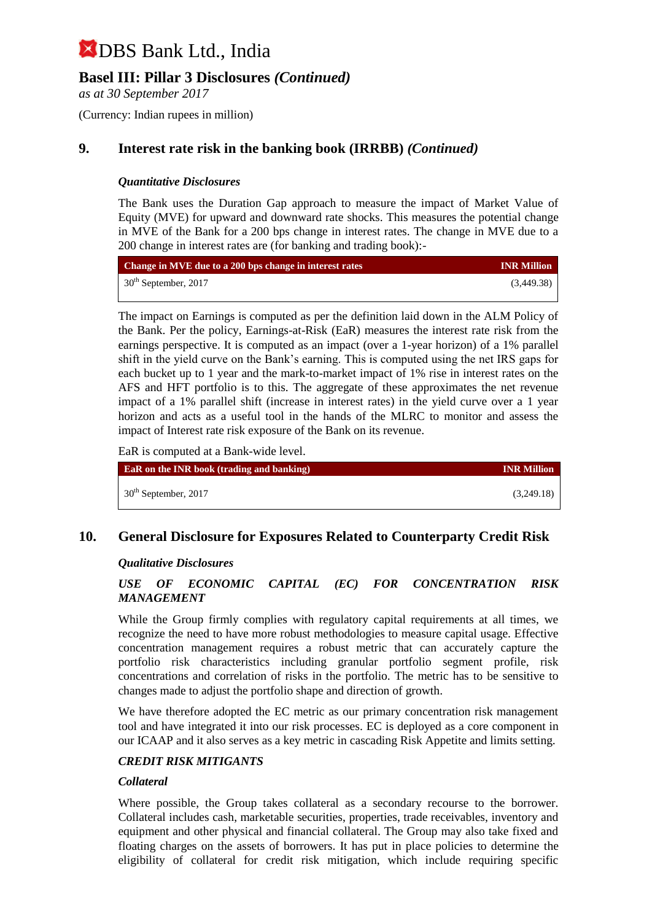# DBS Bank Ltd., India

## Basel III: Pillar 3 Disclosures *(Continued)*

*as at 30 September 2017*

(Currency: Indian rupees in million)

## 9. Interest rate risk in the banking book (IRRBB) *(Continued)*

***Quantitative Disclosures***

The Bank uses the Duration Gap approach to measure the impact of Market Value of Equity (MVE) for upward and downward rate shocks. This measures the potential change in MVE of the Bank for a 200 bps change in interest rates. The change in MVE due to a 200 change in interest rates are (for banking and trading book):-

| Change in MVE due to a 200 bps change in interest rates | INR Million |
|---|---|
| 30th September, 2017 | (3,449.38) |

The impact on Earnings is computed as per the definition laid down in the ALM Policy of the Bank. Per the policy, Earnings-at-Risk (EaR) measures the interest rate risk from the earnings perspective. It is computed as an impact (over a 1-year horizon) of a 1% parallel shift in the yield curve on the Bank's earning. This is computed using the net IRS gaps for each bucket up to 1 year and the mark-to-market impact of 1% rise in interest rates on the AFS and HFT portfolio is to this. The aggregate of these approximates the net revenue impact of a 1% parallel shift (increase in interest rates) in the yield curve over a 1 year horizon and acts as a useful tool in the hands of the MLRC to monitor and assess the impact of Interest rate risk exposure of the Bank on its revenue.

EaR is computed at a Bank-wide level.

| EaR on the INR book (trading and banking) | INR Million |
|---|---|
| 30th September, 2017 | (3,249.18) |

## 10. General Disclosure for Exposures Related to Counterparty Credit Risk

***Qualitative Disclosures***

***USE OF ECONOMIC CAPITAL (EC) FOR CONCENTRATION RISK MANAGEMENT***

While the Group firmly complies with regulatory capital requirements at all times, we recognize the need to have more robust methodologies to measure capital usage. Effective concentration management requires a robust metric that can accurately capture the portfolio risk characteristics including granular portfolio segment profile, risk concentrations and correlation of risks in the portfolio. The metric has to be sensitive to changes made to adjust the portfolio shape and direction of growth.

We have therefore adopted the EC metric as our primary concentration risk management tool and have integrated it into our risk processes. EC is deployed as a core component in our ICAAP and it also serves as a key metric in cascading Risk Appetite and limits setting.

***CREDIT RISK MITIGANTS***

***Collateral***

Where possible, the Group takes collateral as a secondary recourse to the borrower. Collateral includes cash, marketable securities, properties, trade receivables, inventory and equipment and other physical and financial collateral. The Group may also take fixed and floating charges on the assets of borrowers. It has put in place policies to determine the eligibility of collateral for credit risk mitigation, which include requiring specific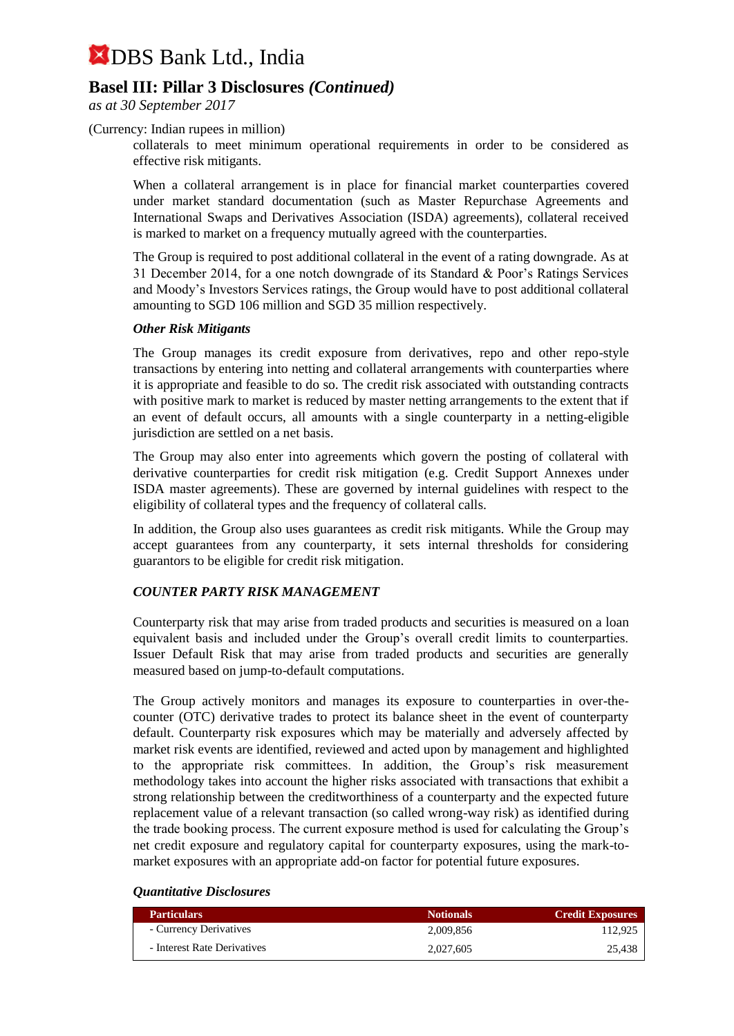collaterals to meet minimum operational requirements in order to be considered as effective risk mitigants.

When a collateral arrangement is in place for financial market counterparties covered under market standard documentation (such as Master Repurchase Agreements and International Swaps and Derivatives Association (ISDA) agreements), collateral received is marked to market on a frequency mutually agreed with the counterparties.

The Group is required to post additional collateral in the event of a rating downgrade. As at 31 December 2014, for a one notch downgrade of its Standard & Poor's Ratings Services and Moody's Investors Services ratings, the Group would have to post additional collateral amounting to SGD 106 million and SGD 35 million respectively.

***Other Risk Mitigants***

The Group manages its credit exposure from derivatives, repo and other repo-style transactions by entering into netting and collateral arrangements with counterparties where it is appropriate and feasible to do so. The credit risk associated with outstanding contracts with positive mark to market is reduced by master netting arrangements to the extent that if an event of default occurs, all amounts with a single counterparty in a netting-eligible jurisdiction are settled on a net basis.

The Group may also enter into agreements which govern the posting of collateral with derivative counterparties for credit risk mitigation (e.g. Credit Support Annexes under ISDA master agreements). These are governed by internal guidelines with respect to the eligibility of collateral types and the frequency of collateral calls.

In addition, the Group also uses guarantees as credit risk mitigants. While the Group may accept guarantees from any counterparty, it sets internal thresholds for considering guarantors to be eligible for credit risk mitigation.

***COUNTER PARTY RISK MANAGEMENT***

Counterparty risk that may arise from traded products and securities is measured on a loan equivalent basis and included under the Group's overall credit limits to counterparties. Issuer Default Risk that may arise from traded products and securities are generally measured based on jump-to-default computations.

The Group actively monitors and manages its exposure to counterparties in over-the-counter (OTC) derivative trades to protect its balance sheet in the event of counterparty default. Counterparty risk exposures which may be materially and adversely affected by market risk events are identified, reviewed and acted upon by management and highlighted to the appropriate risk committees. In addition, the Group's risk measurement methodology takes into account the higher risks associated with transactions that exhibit a strong relationship between the creditworthiness of a counterparty and the expected future replacement value of a relevant transaction (so called wrong-way risk) as identified during the trade booking process. The current exposure method is used for calculating the Group's net credit exposure and regulatory capital for counterparty exposures, using the mark-to-market exposures with an appropriate add-on factor for potential future exposures.

***Quantitative Disclosures***

| Particulars | Notionals | Credit Exposures |
|---|---|---|
| - Currency Derivatives | 2,009,856 | 112,925 |
| - Interest Rate Derivatives | 2,027,605 | 25,438 |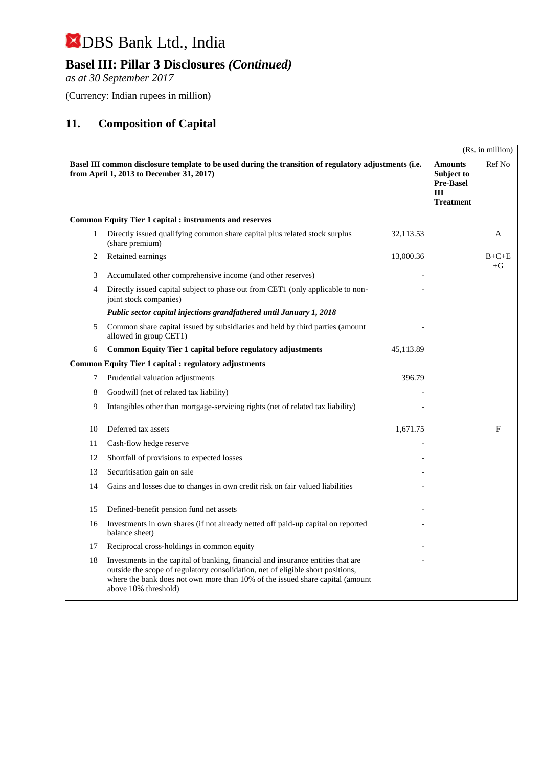# DBS Bank Ltd., India

## Basel III: Pillar 3 Disclosures *(Continued)*

*as at 30 September 2017*

(Currency: Indian rupees in million)

## 11. Composition of Capital

(Rs. in million)

| | Basel III common disclosure template to be used during the transition of regulatory adjustments (i.e. from April 1, 2013 to December 31, 2017) | | Amounts Subject to Pre-Basel III Treatment | Ref No |
|---|---|---|---|---|
| | **Common Equity Tier 1 capital : instruments and reserves** | | | |
| 1 | Directly issued qualifying common share capital plus related stock surplus (share premium) | 32,113.53 | | A |
| 2 | Retained earnings | 13,000.36 | | B+C+E+G |
| 3 | Accumulated other comprehensive income (and other reserves) | - | | |
| 4 | Directly issued capital subject to phase out from CET1 (only applicable to non-joint stock companies) | - | | |
| | ***Public sector capital injections grandfathered until January 1, 2018*** | | | |
| 5 | Common share capital issued by subsidiaries and held by third parties (amount allowed in group CET1) | - | | |
| 6 | **Common Equity Tier 1 capital before regulatory adjustments** | 45,113.89 | | |
| | **Common Equity Tier 1 capital : regulatory adjustments** | | | |
| 7 | Prudential valuation adjustments | 396.79 | | |
| 8 | Goodwill (net of related tax liability) | - | | |
| 9 | Intangibles other than mortgage-servicing rights (net of related tax liability) | - | | |
| 10 | Deferred tax assets | 1,671.75 | | F |
| 11 | Cash-flow hedge reserve | - | | |
| 12 | Shortfall of provisions to expected losses | - | | |
| 13 | Securitisation gain on sale | - | | |
| 14 | Gains and losses due to changes in own credit risk on fair valued liabilities | - | | |
| 15 | Defined-benefit pension fund net assets | - | | |
| 16 | Investments in own shares (if not already netted off paid-up capital on reported balance sheet) | - | | |
| 17 | Reciprocal cross-holdings in common equity | - | | |
| 18 | Investments in the capital of banking, financial and insurance entities that are outside the scope of regulatory consolidation, net of eligible short positions, where the bank does not own more than 10% of the issued share capital (amount above 10% threshold) | - | | |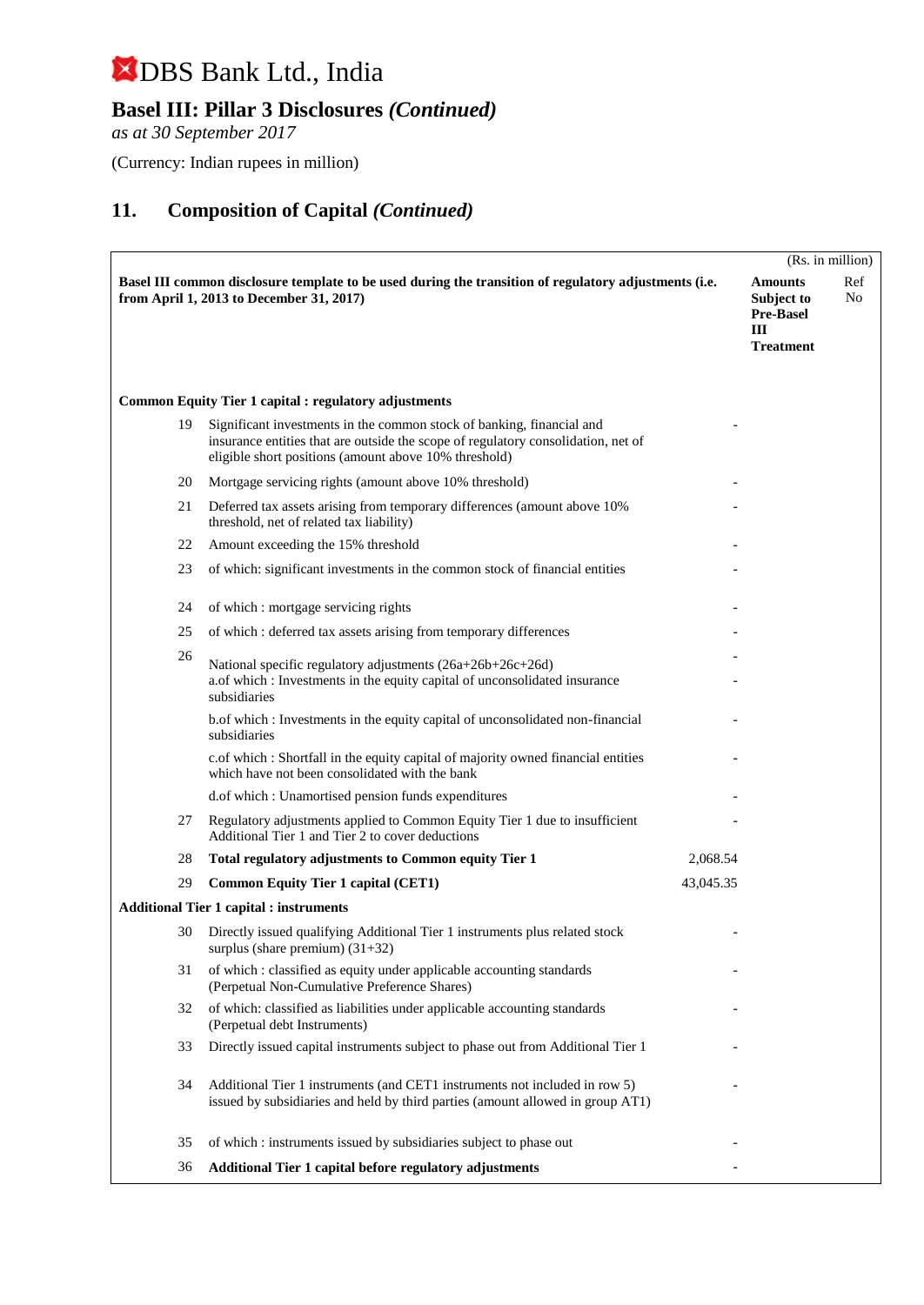# DBS Bank Ltd., India

## Basel III: Pillar 3 Disclosures *(Continued)*

*as at 30 September 2017*

(Currency: Indian rupees in million)

## 11. Composition of Capital *(Continued)*

(Rs. in million)

| | Basel III common disclosure template to be used during the transition of regulatory adjustments (i.e. from April 1, 2013 to December 31, 2017) | | Amounts Subject to Pre-Basel III Treatment | Ref No |
|---|---|---|---|---|
| | **Common Equity Tier 1 capital : regulatory adjustments** | | | |
| 19 | Significant investments in the common stock of banking, financial and insurance entities that are outside the scope of regulatory consolidation, net of eligible short positions (amount above 10% threshold) | - | | |
| 20 | Mortgage servicing rights (amount above 10% threshold) | - | | |
| 21 | Deferred tax assets arising from temporary differences (amount above 10% threshold, net of related tax liability) | - | | |
| 22 | Amount exceeding the 15% threshold | - | | |
| 23 | of which: significant investments in the common stock of financial entities | - | | |
| 24 | of which : mortgage servicing rights | - | | |
| 25 | of which : deferred tax assets arising from temporary differences | - | | |
| 26 | National specific regulatory adjustments (26a+26b+26c+26d) | - | | |
| | a.of which : Investments in the equity capital of unconsolidated insurance subsidiaries | - | | |
| | b.of which : Investments in the equity capital of unconsolidated non-financial subsidiaries | - | | |
| | c.of which : Shortfall in the equity capital of majority owned financial entities which have not been consolidated with the bank | - | | |
| | d.of which : Unamortised pension funds expenditures | - | | |
| 27 | Regulatory adjustments applied to Common Equity Tier 1 due to insufficient Additional Tier 1 and Tier 2 to cover deductions | - | | |
| 28 | **Total regulatory adjustments to Common equity Tier 1** | 2,068.54 | | |
| 29 | **Common Equity Tier 1 capital (CET1)** | 43,045.35 | | |
| | **Additional Tier 1 capital : instruments** | | | |
| 30 | Directly issued qualifying Additional Tier 1 instruments plus related stock surplus (share premium) (31+32) | - | | |
| 31 | of which : classified as equity under applicable accounting standards (Perpetual Non-Cumulative Preference Shares) | - | | |
| 32 | of which: classified as liabilities under applicable accounting standards (Perpetual debt Instruments) | - | | |
| 33 | Directly issued capital instruments subject to phase out from Additional Tier 1 | - | | |
| 34 | Additional Tier 1 instruments (and CET1 instruments not included in row 5) issued by subsidiaries and held by third parties (amount allowed in group AT1) | - | | |
| 35 | of which : instruments issued by subsidiaries subject to phase out | - | | |
| 36 | **Additional Tier 1 capital before regulatory adjustments** | - | | |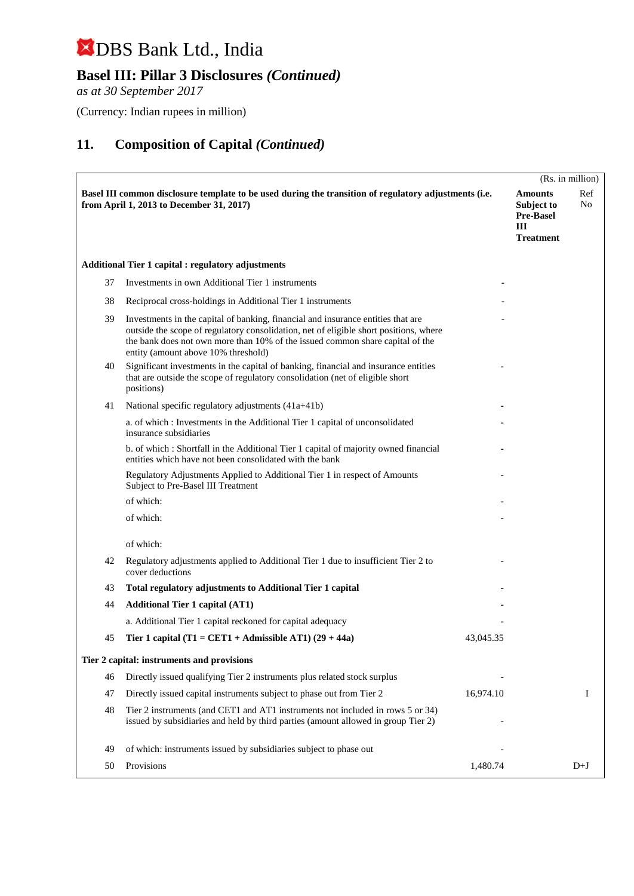# DBS Bank Ltd., India

## Basel III: Pillar 3 Disclosures *(Continued)*

*as at 30 September 2017*

(Currency: Indian rupees in million)

## 11. Composition of Capital *(Continued)*

(Rs. in million)

| | Basel III common disclosure template to be used during the transition of regulatory adjustments (i.e. from April 1, 2013 to December 31, 2017) | | Amounts Subject to Pre-Basel III Treatment | Ref No |
|---|---|---|---|---|
| | **Additional Tier 1 capital : regulatory adjustments** | | | |
| 37 | Investments in own Additional Tier 1 instruments | - | | |
| 38 | Reciprocal cross-holdings in Additional Tier 1 instruments | - | | |
| 39 | Investments in the capital of banking, financial and insurance entities that are outside the scope of regulatory consolidation, net of eligible short positions, where the bank does not own more than 10% of the issued common share capital of the entity (amount above 10% threshold) | - | | |
| 40 | Significant investments in the capital of banking, financial and insurance entities that are outside the scope of regulatory consolidation (net of eligible short positions) | - | | |
| 41 | National specific regulatory adjustments (41a+41b) | - | | |
| | a. of which : Investments in the Additional Tier 1 capital of unconsolidated insurance subsidiaries | - | | |
| | b. of which : Shortfall in the Additional Tier 1 capital of majority owned financial entities which have not been consolidated with the bank | - | | |
| | Regulatory Adjustments Applied to Additional Tier 1 in respect of Amounts Subject to Pre-Basel III Treatment | - | | |
| | of which: | - | | |
| | of which: | - | | |
| | of which: | | | |
| 42 | Regulatory adjustments applied to Additional Tier 1 due to insufficient Tier 2 to cover deductions | - | | |
| 43 | **Total regulatory adjustments to Additional Tier 1 capital** | - | | |
| 44 | **Additional Tier 1 capital (AT1)** | - | | |
| | a. Additional Tier 1 capital reckoned for capital adequacy | - | | |
| 45 | **Tier 1 capital (T1 = CET1 + Admissible AT1) (29 + 44a)** | 43,045.35 | | |
| | **Tier 2 capital: instruments and provisions** | | | |
| 46 | Directly issued qualifying Tier 2 instruments plus related stock surplus | - | | |
| 47 | Directly issued capital instruments subject to phase out from Tier 2 | 16,974.10 | | I |
| 48 | Tier 2 instruments (and CET1 and AT1 instruments not included in rows 5 or 34) issued by subsidiaries and held by third parties (amount allowed in group Tier 2) | - | | |
| 49 | of which: instruments issued by subsidiaries subject to phase out | - | | |
| 50 | Provisions | 1,480.74 | | D+J |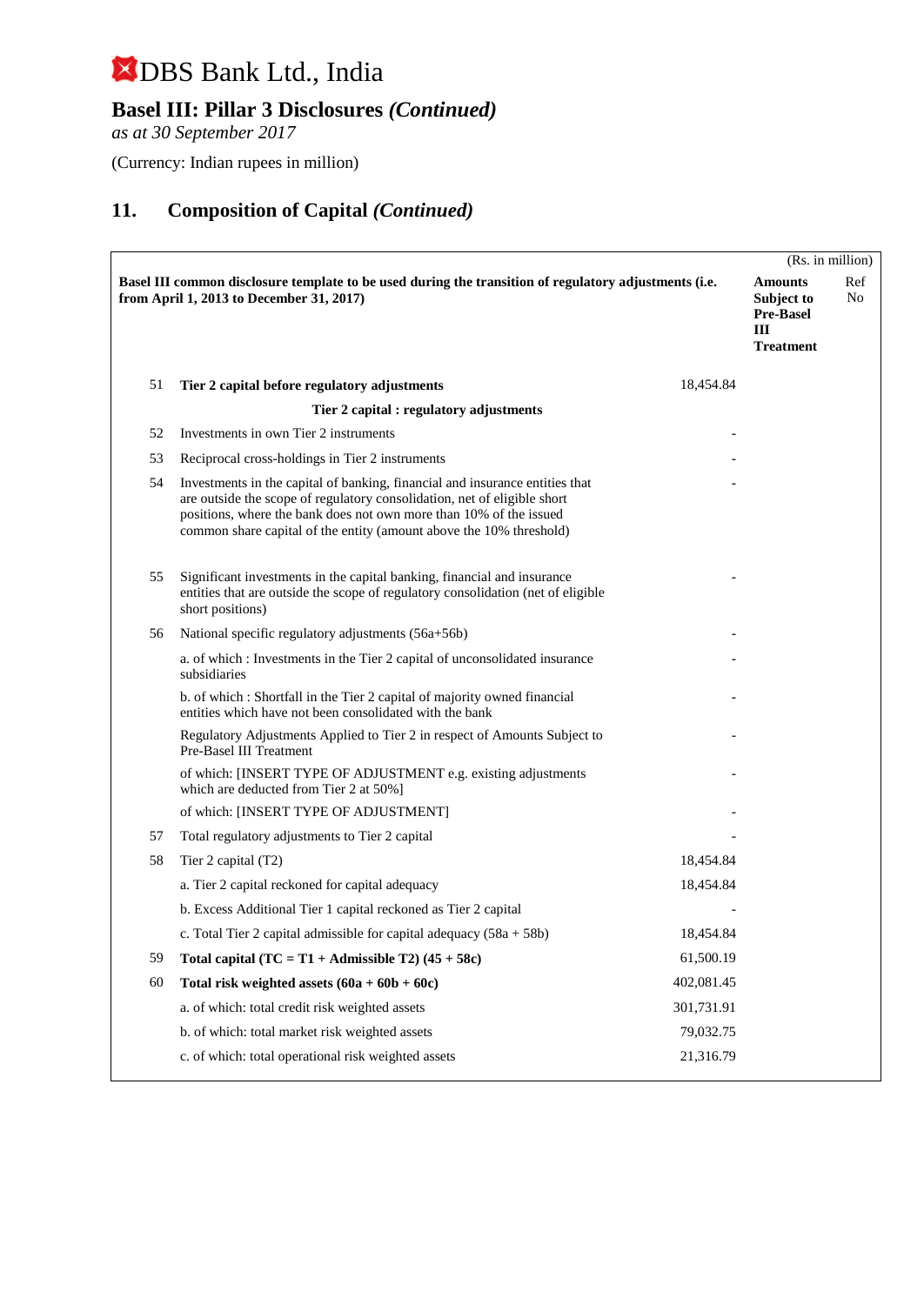# DBS Bank Ltd., India

## Basel III: Pillar 3 Disclosures *(Continued)*

*as at 30 September 2017*

(Currency: Indian rupees in million)

## 11. Composition of Capital *(Continued)*

(Rs. in million)

| | Basel III common disclosure template to be used during the transition of regulatory adjustments (i.e. from April 1, 2013 to December 31, 2017) | | Amounts Subject to Pre-Basel III Treatment | Ref No |
|---|---|---|---|---|
| 51 | **Tier 2 capital before regulatory adjustments** | 18,454.84 | | |
| | **Tier 2 capital : regulatory adjustments** | | | |
| 52 | Investments in own Tier 2 instruments | - | | |
| 53 | Reciprocal cross-holdings in Tier 2 instruments | - | | |
| 54 | Investments in the capital of banking, financial and insurance entities that are outside the scope of regulatory consolidation, net of eligible short positions, where the bank does not own more than 10% of the issued common share capital of the entity (amount above the 10% threshold) | - | | |
| 55 | Significant investments in the capital banking, financial and insurance entities that are outside the scope of regulatory consolidation (net of eligible short positions) | - | | |
| 56 | National specific regulatory adjustments (56a+56b) | - | | |
| | a. of which : Investments in the Tier 2 capital of unconsolidated insurance subsidiaries | - | | |
| | b. of which : Shortfall in the Tier 2 capital of majority owned financial entities which have not been consolidated with the bank | - | | |
| | Regulatory Adjustments Applied to Tier 2 in respect of Amounts Subject to Pre-Basel III Treatment | - | | |
| | of which: [INSERT TYPE OF ADJUSTMENT e.g. existing adjustments which are deducted from Tier 2 at 50%] | - | | |
| | of which: [INSERT TYPE OF ADJUSTMENT] | - | | |
| 57 | Total regulatory adjustments to Tier 2 capital | - | | |
| 58 | Tier 2 capital (T2) | 18,454.84 | | |
| | a. Tier 2 capital reckoned for capital adequacy | 18,454.84 | | |
| | b. Excess Additional Tier 1 capital reckoned as Tier 2 capital | - | | |
| | c. Total Tier 2 capital admissible for capital adequacy (58a + 58b) | 18,454.84 | | |
| 59 | **Total capital (TC = T1 + Admissible T2) (45 + 58c)** | 61,500.19 | | |
| 60 | **Total risk weighted assets (60a + 60b + 60c)** | 402,081.45 | | |
| | a. of which: total credit risk weighted assets | 301,731.91 | | |
| | b. of which: total market risk weighted assets | 79,032.75 | | |
| | c. of which: total operational risk weighted assets | 21,316.79 | | |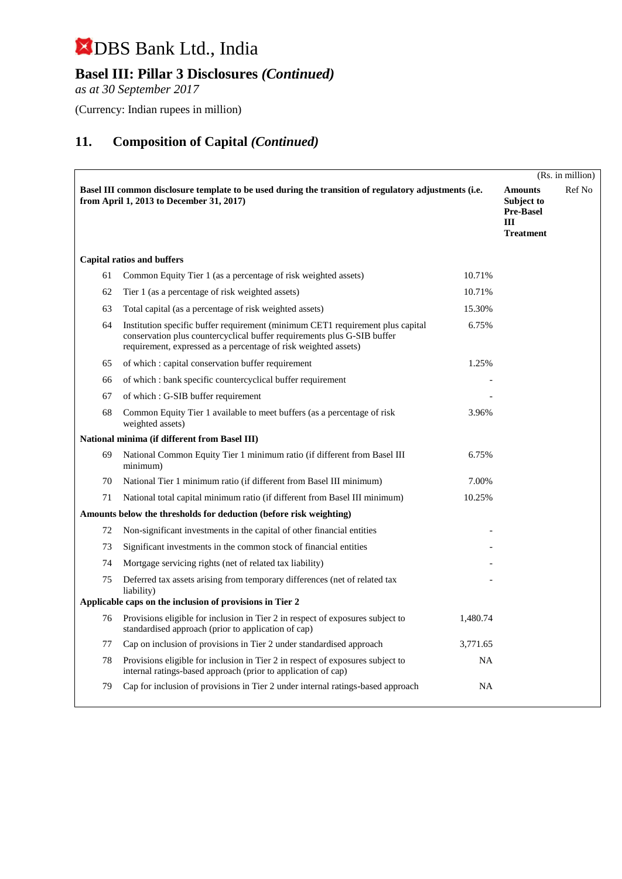# DBS Bank Ltd., India

## Basel III: Pillar 3 Disclosures *(Continued)*

*as at 30 September 2017*

(Currency: Indian rupees in million)

## 11. Composition of Capital *(Continued)*

(Rs. in million)

| | Basel III common disclosure template to be used during the transition of regulatory adjustments (i.e. from April 1, 2013 to December 31, 2017) | | Amounts Subject to Pre-Basel III Treatment | Ref No |
|---|---|---|---|---|
| **Capital ratios and buffers** | | | | |
| 61 | Common Equity Tier 1 (as a percentage of risk weighted assets) | 10.71% | | |
| 62 | Tier 1 (as a percentage of risk weighted assets) | 10.71% | | |
| 63 | Total capital (as a percentage of risk weighted assets) | 15.30% | | |
| 64 | Institution specific buffer requirement (minimum CET1 requirement plus capital conservation plus countercyclical buffer requirements plus G-SIB buffer requirement, expressed as a percentage of risk weighted assets) | 6.75% | | |
| 65 | of which : capital conservation buffer requirement | 1.25% | | |
| 66 | of which : bank specific countercyclical buffer requirement | - | | |
| 67 | of which : G-SIB buffer requirement | - | | |
| 68 | Common Equity Tier 1 available to meet buffers (as a percentage of risk weighted assets) | 3.96% | | |
| **National minima (if different from Basel III)** | | | | |
| 69 | National Common Equity Tier 1 minimum ratio (if different from Basel III minimum) | 6.75% | | |
| 70 | National Tier 1 minimum ratio (if different from Basel III minimum) | 7.00% | | |
| 71 | National total capital minimum ratio (if different from Basel III minimum) | 10.25% | | |
| **Amounts below the thresholds for deduction (before risk weighting)** | | | | |
| 72 | Non-significant investments in the capital of other financial entities | - | | |
| 73 | Significant investments in the common stock of financial entities | - | | |
| 74 | Mortgage servicing rights (net of related tax liability) | - | | |
| 75 | Deferred tax assets arising from temporary differences (net of related tax liability) | - | | |
| **Applicable caps on the inclusion of provisions in Tier 2** | | | | |
| 76 | Provisions eligible for inclusion in Tier 2 in respect of exposures subject to standardised approach (prior to application of cap) | 1,480.74 | | |
| 77 | Cap on inclusion of provisions in Tier 2 under standardised approach | 3,771.65 | | |
| 78 | Provisions eligible for inclusion in Tier 2 in respect of exposures subject to internal ratings-based approach (prior to application of cap) | NA | | |
| 79 | Cap for inclusion of provisions in Tier 2 under internal ratings-based approach | NA | | |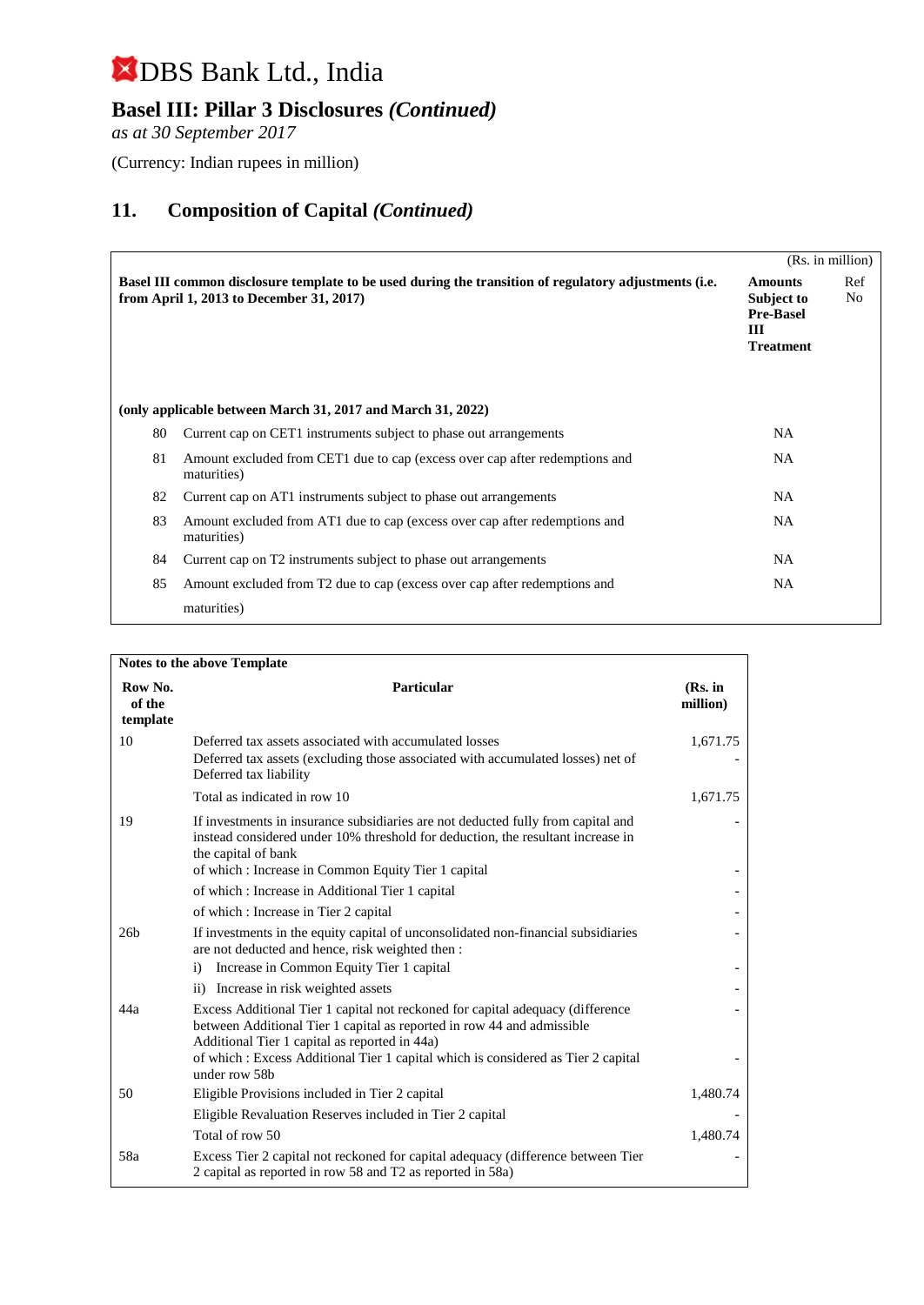# DBS Bank Ltd., India

## Basel III: Pillar 3 Disclosures *(Continued)*

*as at 30 September 2017*

(Currency: Indian rupees in million)

## 11. Composition of Capital *(Continued)*

| | Basel III common disclosure template to be used during the transition of regulatory adjustments (i.e. from April 1, 2013 to December 31, 2017) | Amounts Subject to Pre-Basel III Treatment | Ref No |
|---|---|---|---|
| | | | (Rs. in million) |
| | **(only applicable between March 31, 2017 and March 31, 2022)** | | |
| 80 | Current cap on CET1 instruments subject to phase out arrangements | NA | |
| 81 | Amount excluded from CET1 due to cap (excess over cap after redemptions and maturities) | NA | |
| 82 | Current cap on AT1 instruments subject to phase out arrangements | NA | |
| 83 | Amount excluded from AT1 due to cap (excess over cap after redemptions and maturities) | NA | |
| 84 | Current cap on T2 instruments subject to phase out arrangements | NA | |
| 85 | Amount excluded from T2 due to cap (excess over cap after redemptions and maturities) | NA | |

**Notes to the above Template**

| Row No. of the template | Particular | (Rs. in million) |
|---|---|---|
| 10 | Deferred tax assets associated with accumulated losses | 1,671.75 |
| | Deferred tax assets (excluding those associated with accumulated losses) net of Deferred tax liability | - |
| | Total as indicated in row 10 | 1,671.75 |
| 19 | If investments in insurance subsidiaries are not deducted fully from capital and instead considered under 10% threshold for deduction, the resultant increase in the capital of bank | - |
| | of which : Increase in Common Equity Tier 1 capital | - |
| | of which : Increase in Additional Tier 1 capital | - |
| | of which : Increase in Tier 2 capital | - |
| 26b | If investments in the equity capital of unconsolidated non-financial subsidiaries are not deducted and hence, risk weighted then : | - |
| | i) Increase in Common Equity Tier 1 capital | - |
| | ii) Increase in risk weighted assets | - |
| 44a | Excess Additional Tier 1 capital not reckoned for capital adequacy (difference between Additional Tier 1 capital as reported in row 44 and admissible Additional Tier 1 capital as reported in 44a) | - |
| | of which : Excess Additional Tier 1 capital which is considered as Tier 2 capital under row 58b | - |
| 50 | Eligible Provisions included in Tier 2 capital | 1,480.74 |
| | Eligible Revaluation Reserves included in Tier 2 capital | - |
| | Total of row 50 | 1,480.74 |
| 58a | Excess Tier 2 capital not reckoned for capital adequacy (difference between Tier 2 capital as reported in row 58 and T2 as reported in 58a) | - |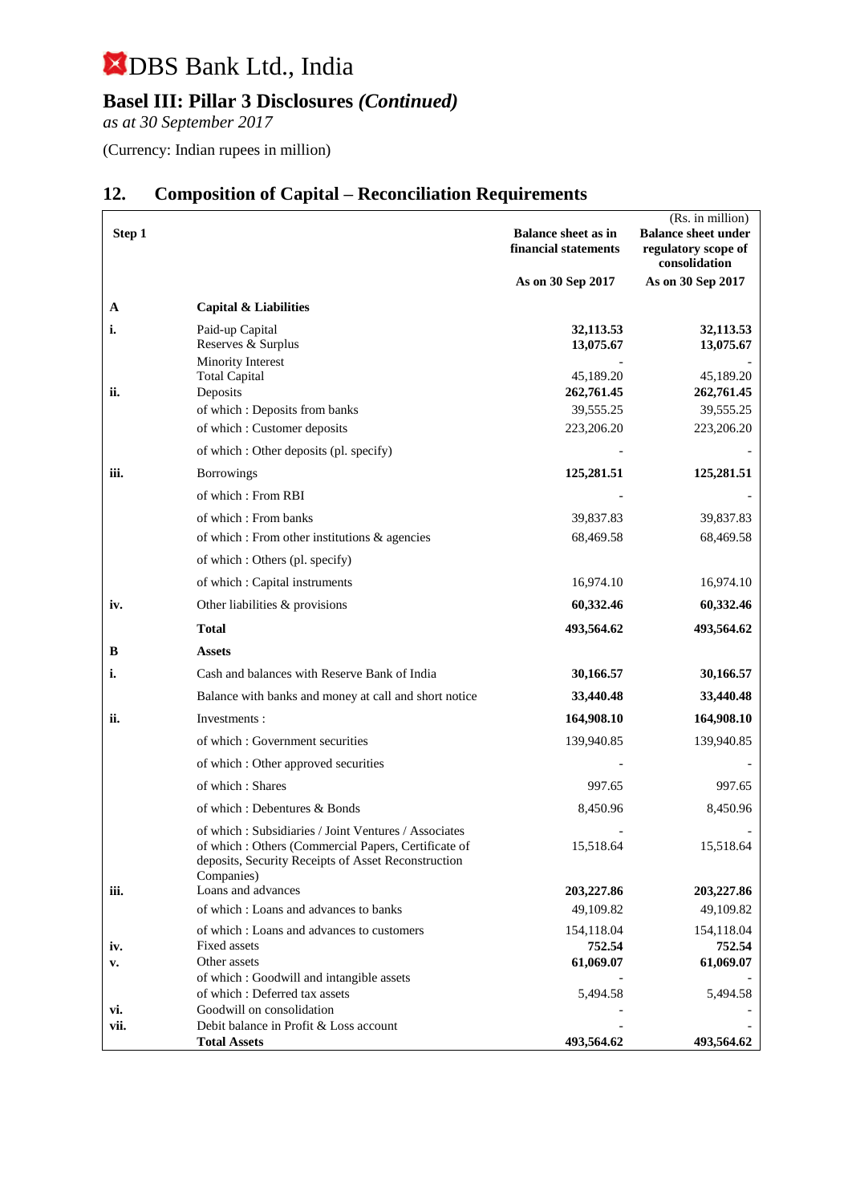# DBS Bank Ltd., India

## Basel III: Pillar 3 Disclosures *(Continued)*

*as at 30 September 2017*

(Currency: Indian rupees in million)

## 12. Composition of Capital – Reconciliation Requirements

(Rs. in million)

| Step 1 | | Balance sheet as in financial statements | Balance sheet under regulatory scope of consolidation |
|---|---|---|---|
| | | As on 30 Sep 2017 | As on 30 Sep 2017 |
| **A** | **Capital & Liabilities** | | |
| **i.** | Paid-up Capital | **32,113.53** | **32,113.53** |
| | Reserves & Surplus | **13,075.67** | **13,075.67** |
| | Minority Interest | - | - |
| | Total Capital | 45,189.20 | 45,189.20 |
| **ii.** | Deposits | **262,761.45** | **262,761.45** |
| | of which : Deposits from banks | 39,555.25 | 39,555.25 |
| | of which : Customer deposits | 223,206.20 | 223,206.20 |
| | of which : Other deposits (pl. specify) | - | - |
| **iii.** | Borrowings | **125,281.51** | **125,281.51** |
| | of which : From RBI | - | - |
| | of which : From banks | 39,837.83 | 39,837.83 |
| | of which : From other institutions & agencies | 68,469.58 | 68,469.58 |
| | of which : Others (pl. specify) | | |
| | of which : Capital instruments | 16,974.10 | 16,974.10 |
| **iv.** | Other liabilities & provisions | **60,332.46** | **60,332.46** |
| | **Total** | **493,564.62** | **493,564.62** |
| **B** | **Assets** | | |
| **i.** | Cash and balances with Reserve Bank of India | **30,166.57** | **30,166.57** |
| | Balance with banks and money at call and short notice | **33,440.48** | **33,440.48** |
| **ii.** | Investments : | **164,908.10** | **164,908.10** |
| | of which : Government securities | 139,940.85 | 139,940.85 |
| | of which : Other approved securities | - | - |
| | of which : Shares | 997.65 | 997.65 |
| | of which : Debentures & Bonds | 8,450.96 | 8,450.96 |
| | of which : Subsidiaries / Joint Ventures / Associates | - | - |
| | of which : Others (Commercial Papers, Certificate of deposits, Security Receipts of Asset Reconstruction Companies) | 15,518.64 | 15,518.64 |
| **iii.** | Loans and advances | **203,227.86** | **203,227.86** |
| | of which : Loans and advances to banks | 49,109.82 | 49,109.82 |
| | of which : Loans and advances to customers | 154,118.04 | 154,118.04 |
| **iv.** | Fixed assets | **752.54** | **752.54** |
| **v.** | Other assets | **61,069.07** | **61,069.07** |
| | of which : Goodwill and intangible assets | - | - |
| | of which : Deferred tax assets | 5,494.58 | 5,494.58 |
| **vi.** | Goodwill on consolidation | - | - |
| **vii.** | Debit balance in Profit & Loss account | - | - |
| | **Total Assets** | **493,564.62** | **493,564.62** |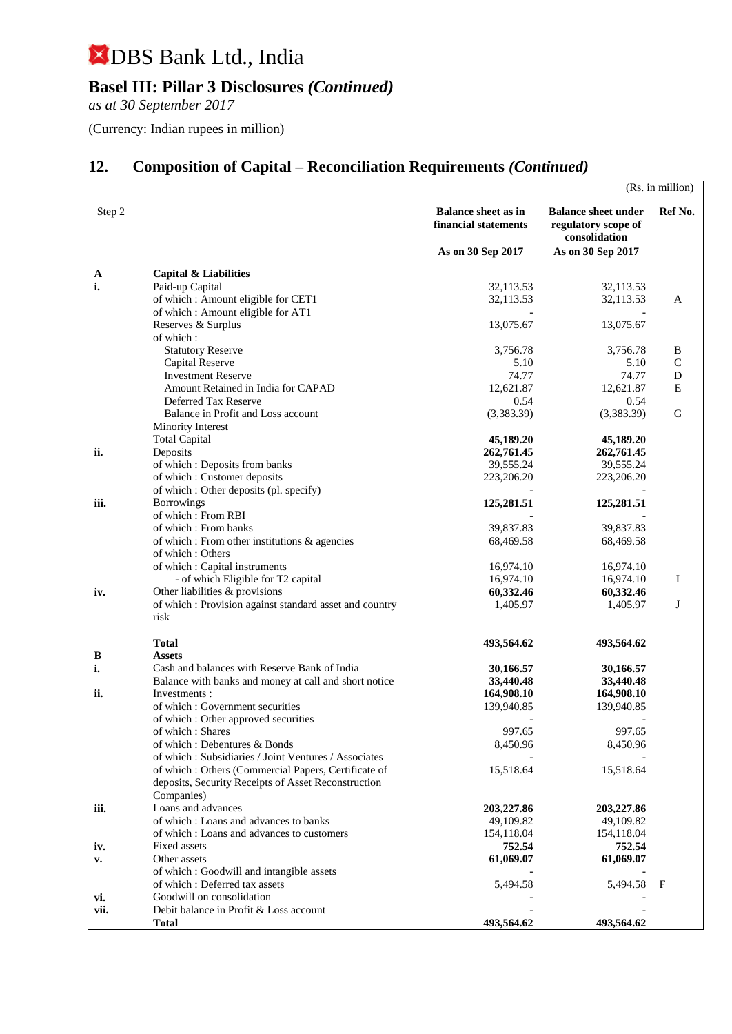# DBS Bank Ltd., India

## Basel III: Pillar 3 Disclosures *(Continued)*

*as at 30 September 2017*

(Currency: Indian rupees in million)

## 12. Composition of Capital – Reconciliation Requirements *(Continued)*

(Rs. in million)

| Step 2 | | Balance sheet as in financial statements | Balance sheet under regulatory scope of consolidation | Ref No. |
|---|---|---|---|---|
| | | As on 30 Sep 2017 | As on 30 Sep 2017 | |
| **A** | **Capital & Liabilities** | | | |
| **i.** | Paid-up Capital | 32,113.53 | 32,113.53 | |
| | of which : Amount eligible for CET1 | 32,113.53 | 32,113.53 | A |
| | of which : Amount eligible for AT1 | - | - | |
| | Reserves & Surplus | 13,075.67 | 13,075.67 | |
| | of which : | | | |
| | Statutory Reserve | 3,756.78 | 3,756.78 | B |
| | Capital Reserve | 5.10 | 5.10 | C |
| | Investment Reserve | 74.77 | 74.77 | D |
| | Amount Retained in India for CAPAD | 12,621.87 | 12,621.87 | E |
| | Deferred Tax Reserve | 0.54 | 0.54 | |
| | Balance in Profit and Loss account | (3,383.39) | (3,383.39) | G |
| | Minority Interest | | | |
| | Total Capital | **45,189.20** | **45,189.20** | |
| **ii.** | Deposits | **262,761.45** | **262,761.45** | |
| | of which : Deposits from banks | 39,555.24 | 39,555.24 | |
| | of which : Customer deposits | 223,206.20 | 223,206.20 | |
| | of which : Other deposits (pl. specify) | - | - | |
| **iii.** | Borrowings | **125,281.51** | **125,281.51** | |
| | of which : From RBI | - | - | |
| | of which : From banks | 39,837.83 | 39,837.83 | |
| | of which : From other institutions & agencies | 68,469.58 | 68,469.58 | |
| | of which : Others | | | |
| | of which : Capital instruments | 16,974.10 | 16,974.10 | |
| | - of which Eligible for T2 capital | 16,974.10 | 16,974.10 | I |
| **iv.** | Other liabilities & provisions | **60,332.46** | **60,332.46** | |
| | of which : Provision against standard asset and country risk | 1,405.97 | 1,405.97 | J |
| | **Total** | **493,564.62** | **493,564.62** | |
| **B** | **Assets** | | | |
| **i.** | Cash and balances with Reserve Bank of India | **30,166.57** | **30,166.57** | |
| | Balance with banks and money at call and short notice | **33,440.48** | **33,440.48** | |
| **ii.** | Investments : | **164,908.10** | **164,908.10** | |
| | of which : Government securities | 139,940.85 | 139,940.85 | |
| | of which : Other approved securities | - | - | |
| | of which : Shares | 997.65 | 997.65 | |
| | of which : Debentures & Bonds | 8,450.96 | 8,450.96 | |
| | of which : Subsidiaries / Joint Ventures / Associates | - | - | |
| | of which : Others (Commercial Papers, Certificate of deposits, Security Receipts of Asset Reconstruction Companies) | 15,518.64 | 15,518.64 | |
| **iii.** | Loans and advances | **203,227.86** | **203,227.86** | |
| | of which : Loans and advances to banks | 49,109.82 | 49,109.82 | |
| | of which : Loans and advances to customers | 154,118.04 | 154,118.04 | |
| **iv.** | Fixed assets | **752.54** | **752.54** | |
| **v.** | Other assets | **61,069.07** | **61,069.07** | |
| | of which : Goodwill and intangible assets | - | - | |
| | of which : Deferred tax assets | 5,494.58 | 5,494.58 | F |
| **vi.** | Goodwill on consolidation | - | - | |
| **vii.** | Debit balance in Profit & Loss account | - | - | |
| | **Total** | **493,564.62** | **493,564.62** | |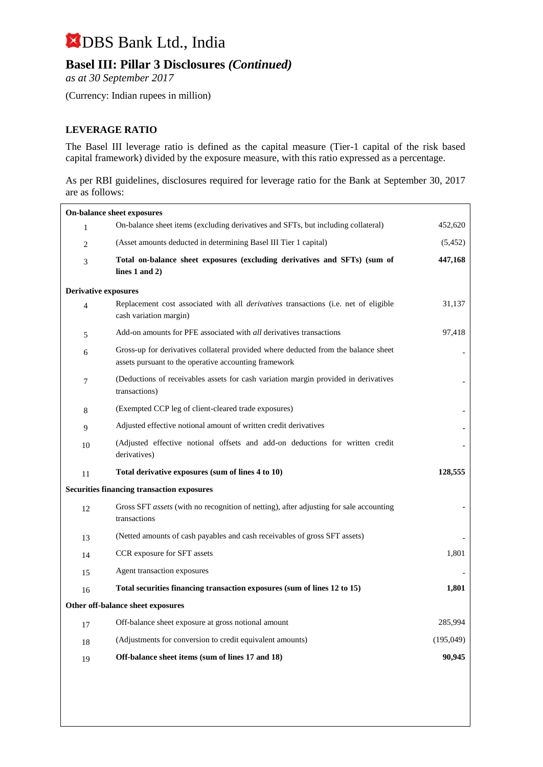# DBS Bank Ltd., India

## Basel III: Pillar 3 Disclosures *(Continued)*

*as at 30 September 2017*

(Currency: Indian rupees in million)

### LEVERAGE RATIO

The Basel III leverage ratio is defined as the capital measure (Tier-1 capital of the risk based capital framework) divided by the exposure measure, with this ratio expressed as a percentage.

As per RBI guidelines, disclosures required for leverage ratio for the Bank at September 30, 2017 are as follows:

| | | |
|---|---|---|
| **On-balance sheet exposures** | | |
| 1 | On-balance sheet items (excluding derivatives and SFTs, but including collateral) | 452,620 |
| 2 | (Asset amounts deducted in determining Basel III Tier 1 capital) | (5,452) |
| 3 | **Total on-balance sheet exposures (excluding derivatives and SFTs) (sum of lines 1 and 2)** | **447,168** |
| **Derivative exposures** | | |
| 4 | Replacement cost associated with all *derivatives* transactions (i.e. net of eligible cash variation margin) | 31,137 |
| 5 | Add-on amounts for PFE associated with *all* derivatives transactions | 97,418 |
| 6 | Gross-up for derivatives collateral provided where deducted from the balance sheet assets pursuant to the operative accounting framework | - |
| 7 | (Deductions of receivables assets for cash variation margin provided in derivatives transactions) | - |
| 8 | (Exempted CCP leg of client-cleared trade exposures) | - |
| 9 | Adjusted effective notional amount of written credit derivatives | - |
| 10 | (Adjusted effective notional offsets and add-on deductions for written credit derivatives) | - |
| 11 | **Total derivative exposures (sum of lines 4 to 10)** | **128,555** |
| **Securities financing transaction exposures** | | |
| 12 | Gross SFT *assets* (with no recognition of netting), after adjusting for sale accounting transactions | - |
| 13 | (Netted amounts of cash payables and cash receivables of gross SFT assets) | - |
| 14 | CCR exposure for SFT assets | 1,801 |
| 15 | Agent transaction exposures | - |
| 16 | **Total securities financing transaction exposures (sum of lines 12 to 15)** | **1,801** |
| **Other off-balance sheet exposures** | | |
| 17 | Off-balance sheet exposure at gross notional amount | 285,994 |
| 18 | (Adjustments for conversion to credit equivalent amounts) | (195,049) |
| 19 | **Off-balance sheet items (sum of lines 17 and 18)** | **90,945** |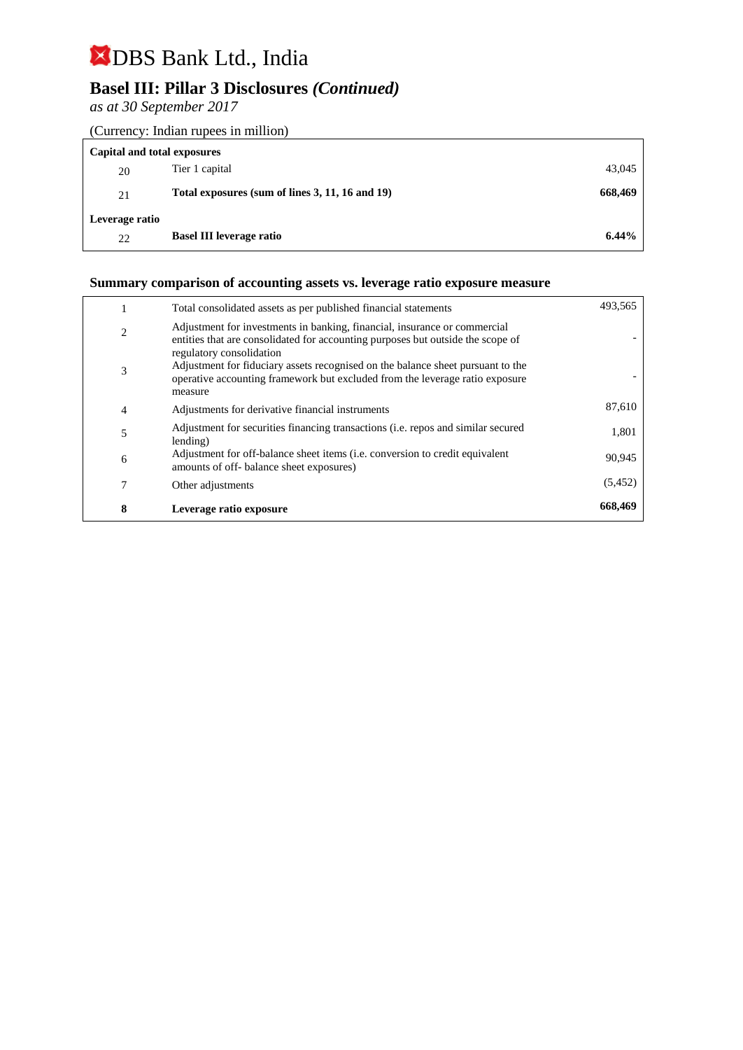# DBS Bank Ltd., India

## Basel III: Pillar 3 Disclosures *(Continued)*

*as at 30 September 2017*

(Currency: Indian rupees in million)

| | | |
|---|---|---|
| **Capital and total exposures** | | |
| 20 | Tier 1 capital | 43,045 |
| 21 | **Total exposures (sum of lines 3, 11, 16 and 19)** | **668,469** |
| **Leverage ratio** | | |
| 22 | **Basel III leverage ratio** | **6.44%** |

### Summary comparison of accounting assets vs. leverage ratio exposure measure

| | | |
|---|---|---|
| 1 | Total consolidated assets as per published financial statements | 493,565 |
| 2 | Adjustment for investments in banking, financial, insurance or commercial entities that are consolidated for accounting purposes but outside the scope of regulatory consolidation | - |
| 3 | Adjustment for fiduciary assets recognised on the balance sheet pursuant to the operative accounting framework but excluded from the leverage ratio exposure measure | - |
| 4 | Adjustments for derivative financial instruments | 87,610 |
| 5 | Adjustment for securities financing transactions (i.e. repos and similar secured lending) | 1,801 |
| 6 | Adjustment for off-balance sheet items (i.e. conversion to credit equivalent amounts of off- balance sheet exposures) | 90,945 |
| 7 | Other adjustments | (5,452) |
| **8** | **Leverage ratio exposure** | **668,469** |